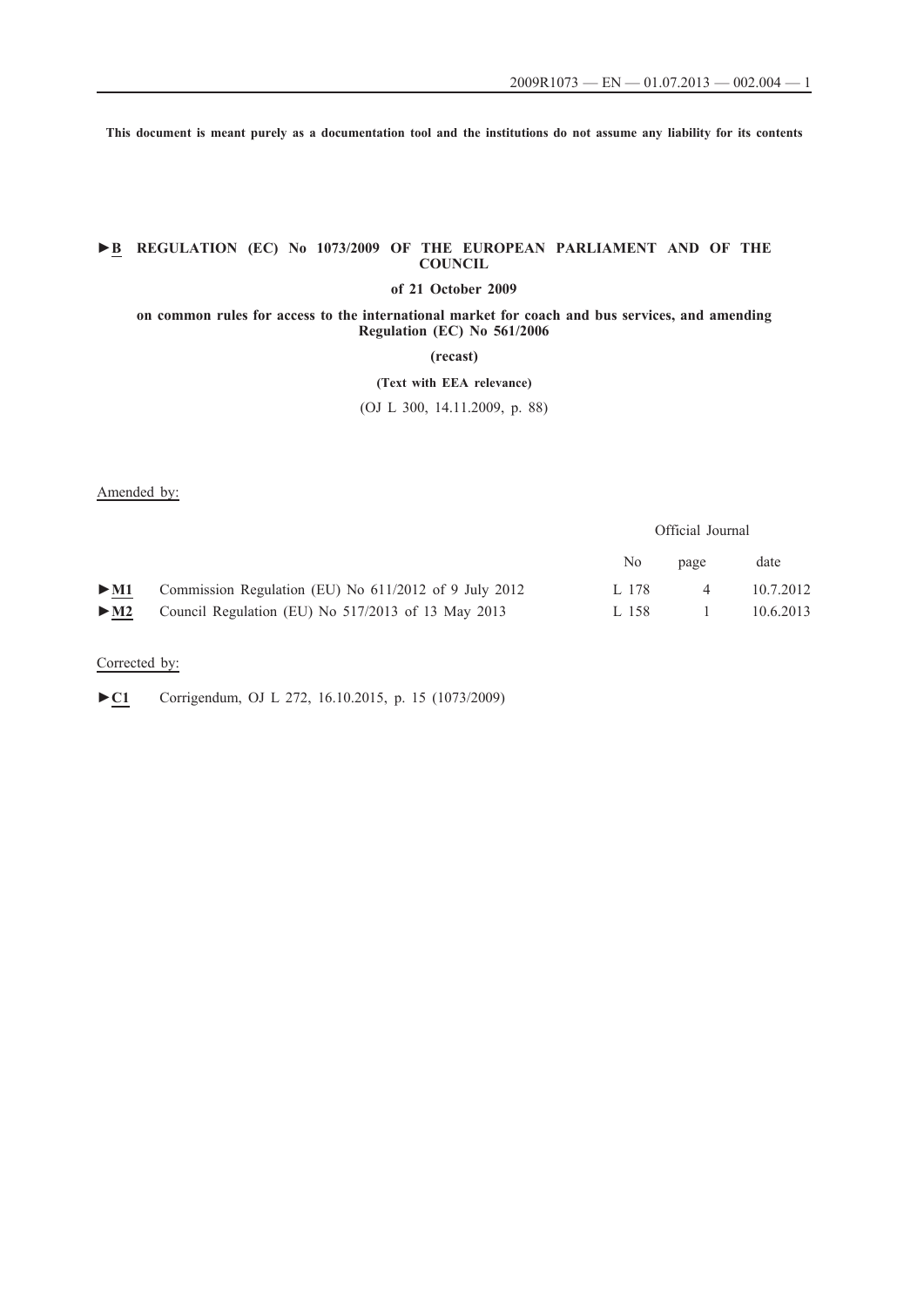**This document is meant purely as a documentation tool and the institutions do not assume any liability for its contents**

# ►B REGULATION (EC) No 1073/2009 OF THE EUROPEAN PARLIAMENT AND OF THE COUNCIL

**of 21 October 2009**

**on common rules for access to the international market for coach and bus services, and amending Regulation (EC) No 561/2006**

**(recast)**

**(Text with EEA relevance)**

(OJ L 300, 14.11.2009, p. 88)

Amended by:

| | | Official Journal | | |
|---|---|---|---|---|
| | | No | page | date |
| ►M1 | Commission Regulation (EU) No 611/2012 of 9 July 2012 | L 178 | 4 | 10.7.2012 |
| ►M2 | Council Regulation (EU) No 517/2013 of 13 May 2013 | L 158 | 1 | 10.6.2013 |

Corrected by:

►C1 Corrigendum, OJ L 272, 16.10.2015, p. 15 (1073/2009)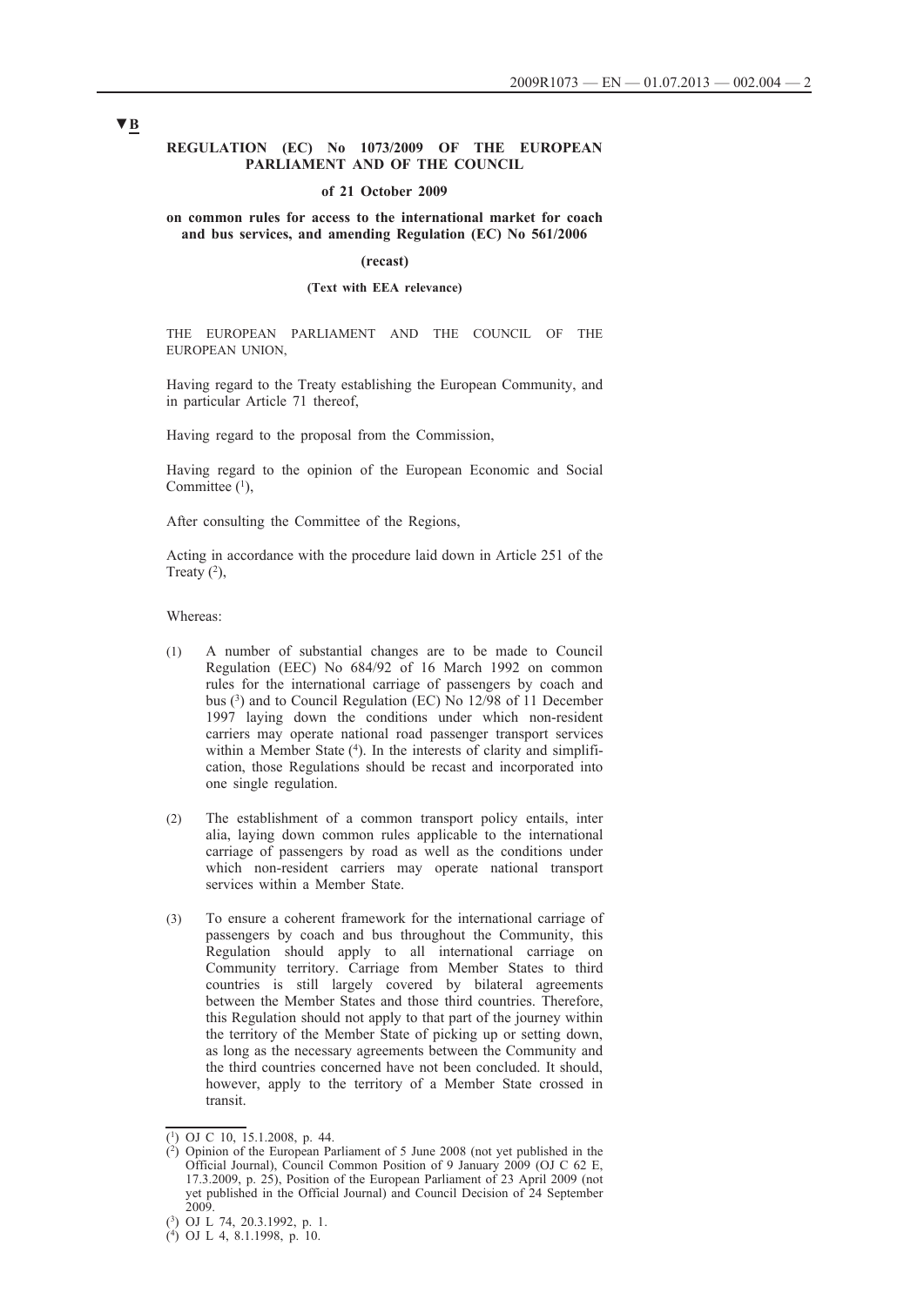▼B

**REGULATION (EC) No 1073/2009 OF THE EUROPEAN PARLIAMENT AND OF THE COUNCIL**

**of 21 October 2009**

**on common rules for access to the international market for coach and bus services, and amending Regulation (EC) No 561/2006**

**(recast)**

**(Text with EEA relevance)**

THE EUROPEAN PARLIAMENT AND THE COUNCIL OF THE EUROPEAN UNION,

Having regard to the Treaty establishing the European Community, and in particular Article 71 thereof,

Having regard to the proposal from the Commission,

Having regard to the opinion of the European Economic and Social Committee [1],

After consulting the Committee of the Regions,

Acting in accordance with the procedure laid down in Article 251 of the Treaty [2],

Whereas:

(1) A number of substantial changes are to be made to Council Regulation (EEC) No 684/92 of 16 March 1992 on common rules for the international carriage of passengers by coach and bus [3] and to Council Regulation (EC) No 12/98 of 11 December 1997 laying down the conditions under which non-resident carriers may operate national road passenger transport services within a Member State [4]. In the interests of clarity and simplification, those Regulations should be recast and incorporated into one single regulation.

(2) The establishment of a common transport policy entails, inter alia, laying down common rules applicable to the international carriage of passengers by road as well as the conditions under which non-resident carriers may operate national transport services within a Member State.

(3) To ensure a coherent framework for the international carriage of passengers by coach and bus throughout the Community, this Regulation should apply to all international carriage on Community territory. Carriage from Member States to third countries is still largely covered by bilateral agreements between the Member States and those third countries. Therefore, this Regulation should not apply to that part of the journey within the territory of the Member State of picking up or setting down, as long as the necessary agreements between the Community and the third countries concerned have not been concluded. It should, however, apply to the territory of a Member State crossed in transit.

---

[1] OJ C 10, 15.1.2008, p. 44.

[2] Opinion of the European Parliament of 5 June 2008 (not yet published in the Official Journal), Council Common Position of 9 January 2009 (OJ C 62 E, 17.3.2009, p. 25), Position of the European Parliament of 23 April 2009 (not yet published in the Official Journal) and Council Decision of 24 September 2009.

[3] OJ L 74, 20.3.1992, p. 1.

[4] OJ L 4, 8.1.1998, p. 10.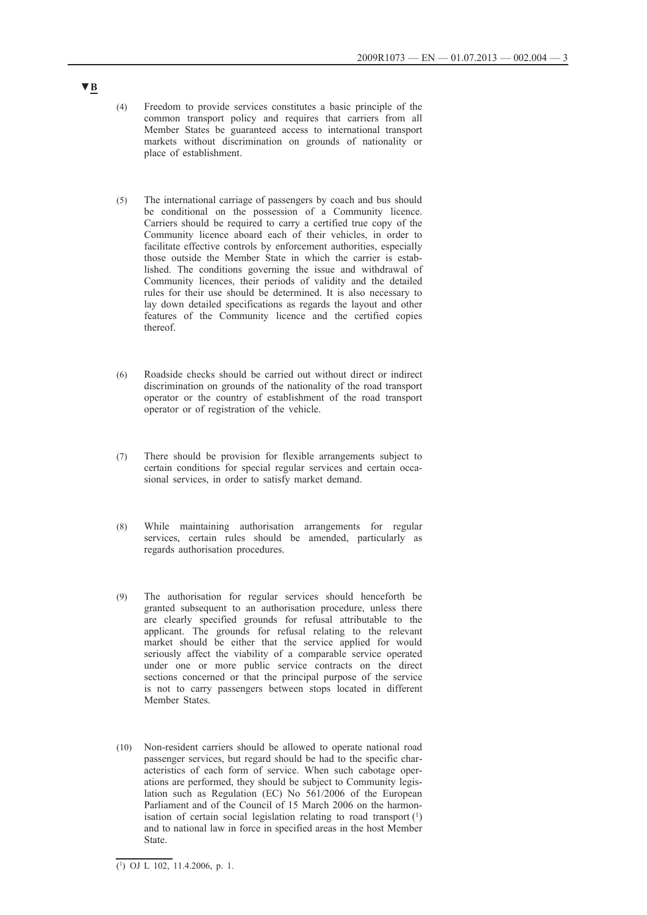▼B

(4) Freedom to provide services constitutes a basic principle of the common transport policy and requires that carriers from all Member States be guaranteed access to international transport markets without discrimination on grounds of nationality or place of establishment.

(5) The international carriage of passengers by coach and bus should be conditional on the possession of a Community licence. Carriers should be required to carry a certified true copy of the Community licence aboard each of their vehicles, in order to facilitate effective controls by enforcement authorities, especially those outside the Member State in which the carrier is established. The conditions governing the issue and withdrawal of Community licences, their periods of validity and the detailed rules for their use should be determined. It is also necessary to lay down detailed specifications as regards the layout and other features of the Community licence and the certified copies thereof.

(6) Roadside checks should be carried out without direct or indirect discrimination on grounds of the nationality of the road transport operator or the country of establishment of the road transport operator or of registration of the vehicle.

(7) There should be provision for flexible arrangements subject to certain conditions for special regular services and certain occasional services, in order to satisfy market demand.

(8) While maintaining authorisation arrangements for regular services, certain rules should be amended, particularly as regards authorisation procedures.

(9) The authorisation for regular services should henceforth be granted subsequent to an authorisation procedure, unless there are clearly specified grounds for refusal attributable to the applicant. The grounds for refusal relating to the relevant market should be either that the service applied for would seriously affect the viability of a comparable service operated under one or more public service contracts on the direct sections concerned or that the principal purpose of the service is not to carry passengers between stops located in different Member States.

(10) Non-resident carriers should be allowed to operate national road passenger services, but regard should be had to the specific characteristics of each form of service. When such cabotage operations are performed, they should be subject to Community legislation such as Regulation (EC) No 561/2006 of the European Parliament and of the Council of 15 March 2006 on the harmonisation of certain social legislation relating to road transport [1] and to national law in force in specified areas in the host Member State.

---

[1] OJ L 102, 11.4.2006, p. 1.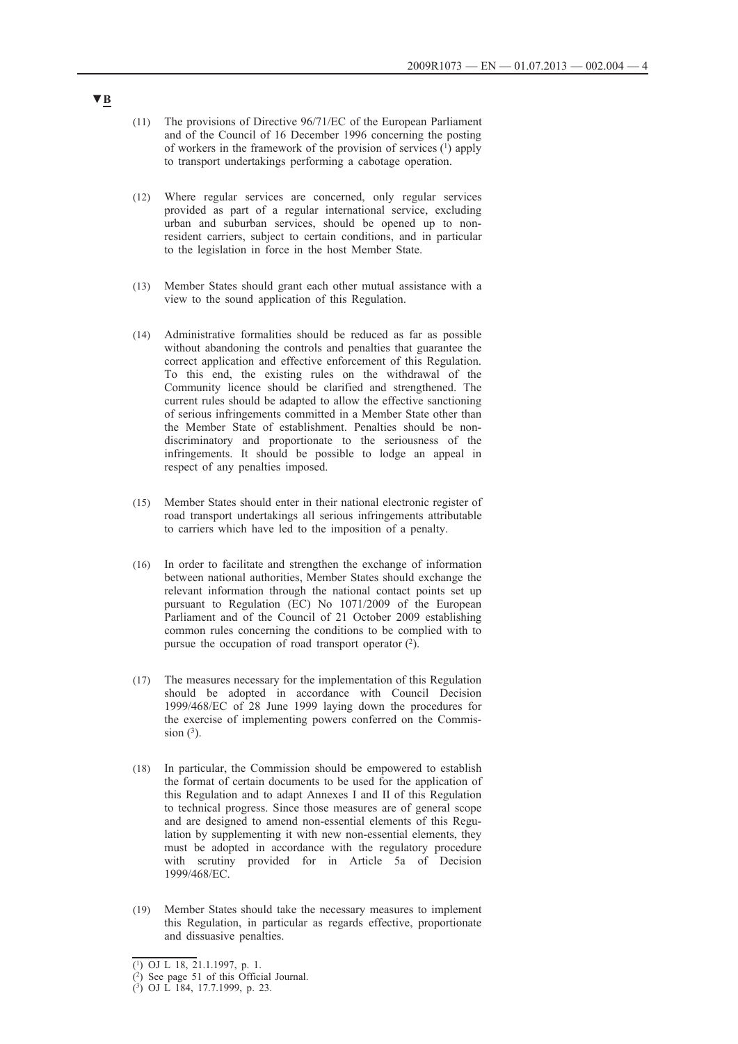▼B

(11) The provisions of Directive 96/71/EC of the European Parliament and of the Council of 16 December 1996 concerning the posting of workers in the framework of the provision of services [1] apply to transport undertakings performing a cabotage operation.

(12) Where regular services are concerned, only regular services provided as part of a regular international service, excluding urban and suburban services, should be opened up to non-resident carriers, subject to certain conditions, and in particular to the legislation in force in the host Member State.

(13) Member States should grant each other mutual assistance with a view to the sound application of this Regulation.

(14) Administrative formalities should be reduced as far as possible without abandoning the controls and penalties that guarantee the correct application and effective enforcement of this Regulation. To this end, the existing rules on the withdrawal of the Community licence should be clarified and strengthened. The current rules should be adapted to allow the effective sanctioning of serious infringements committed in a Member State other than the Member State of establishment. Penalties should be non-discriminatory and proportionate to the seriousness of the infringements. It should be possible to lodge an appeal in respect of any penalties imposed.

(15) Member States should enter in their national electronic register of road transport undertakings all serious infringements attributable to carriers which have led to the imposition of a penalty.

(16) In order to facilitate and strengthen the exchange of information between national authorities, Member States should exchange the relevant information through the national contact points set up pursuant to Regulation (EC) No 1071/2009 of the European Parliament and of the Council of 21 October 2009 establishing common rules concerning the conditions to be complied with to pursue the occupation of road transport operator [2].

(17) The measures necessary for the implementation of this Regulation should be adopted in accordance with Council Decision 1999/468/EC of 28 June 1999 laying down the procedures for the exercise of implementing powers conferred on the Commission [3].

(18) In particular, the Commission should be empowered to establish the format of certain documents to be used for the application of this Regulation and to adapt Annexes I and II of this Regulation to technical progress. Since those measures are of general scope and are designed to amend non-essential elements of this Regulation by supplementing it with new non-essential elements, they must be adopted in accordance with the regulatory procedure with scrutiny provided for in Article 5a of Decision 1999/468/EC.

(19) Member States should take the necessary measures to implement this Regulation, in particular as regards effective, proportionate and dissuasive penalties.

---

[1] OJ L 18, 21.1.1997, p. 1.

[2] See page 51 of this Official Journal.

[3] OJ L 184, 17.7.1999, p. 23.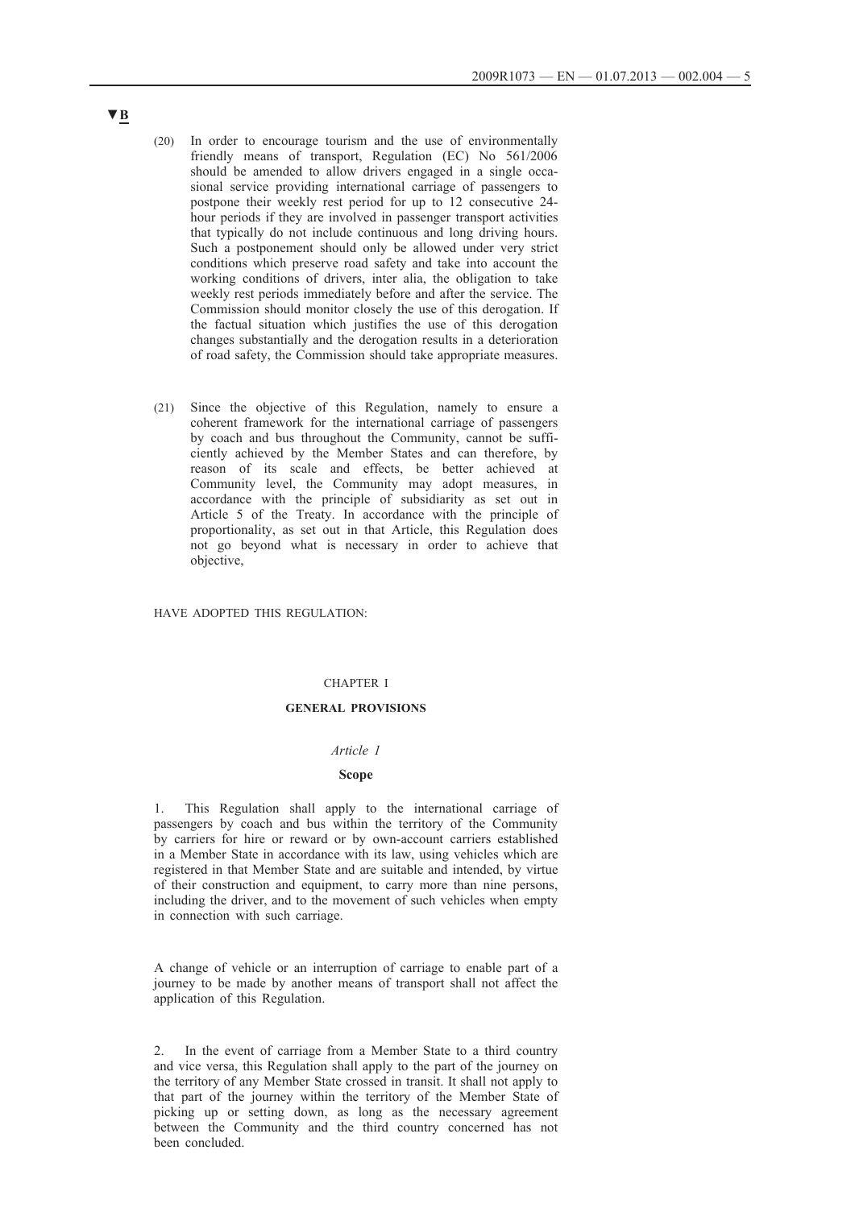▼B

(20) In order to encourage tourism and the use of environmentally friendly means of transport, Regulation (EC) No 561/2006 should be amended to allow drivers engaged in a single occasional service providing international carriage of passengers to postpone their weekly rest period for up to 12 consecutive 24-hour periods if they are involved in passenger transport activities that typically do not include continuous and long driving hours. Such a postponement should only be allowed under very strict conditions which preserve road safety and take into account the working conditions of drivers, inter alia, the obligation to take weekly rest periods immediately before and after the service. The Commission should monitor closely the use of this derogation. If the factual situation which justifies the use of this derogation changes substantially and the derogation results in a deterioration of road safety, the Commission should take appropriate measures.

(21) Since the objective of this Regulation, namely to ensure a coherent framework for the international carriage of passengers by coach and bus throughout the Community, cannot be sufficiently achieved by the Member States and can therefore, by reason of its scale and effects, be better achieved at Community level, the Community may adopt measures, in accordance with the principle of subsidiarity as set out in Article 5 of the Treaty. In accordance with the principle of proportionality, as set out in that Article, this Regulation does not go beyond what is necessary in order to achieve that objective,

HAVE ADOPTED THIS REGULATION:

CHAPTER I

**GENERAL PROVISIONS**

*Article 1*

**Scope**

1. This Regulation shall apply to the international carriage of passengers by coach and bus within the territory of the Community by carriers for hire or reward or by own-account carriers established in a Member State in accordance with its law, using vehicles which are registered in that Member State and are suitable and intended, by virtue of their construction and equipment, to carry more than nine persons, including the driver, and to the movement of such vehicles when empty in connection with such carriage.

A change of vehicle or an interruption of carriage to enable part of a journey to be made by another means of transport shall not affect the application of this Regulation.

2. In the event of carriage from a Member State to a third country and vice versa, this Regulation shall apply to the part of the journey on the territory of any Member State crossed in transit. It shall not apply to that part of the journey within the territory of the Member State of picking up or setting down, as long as the necessary agreement between the Community and the third country concerned has not been concluded.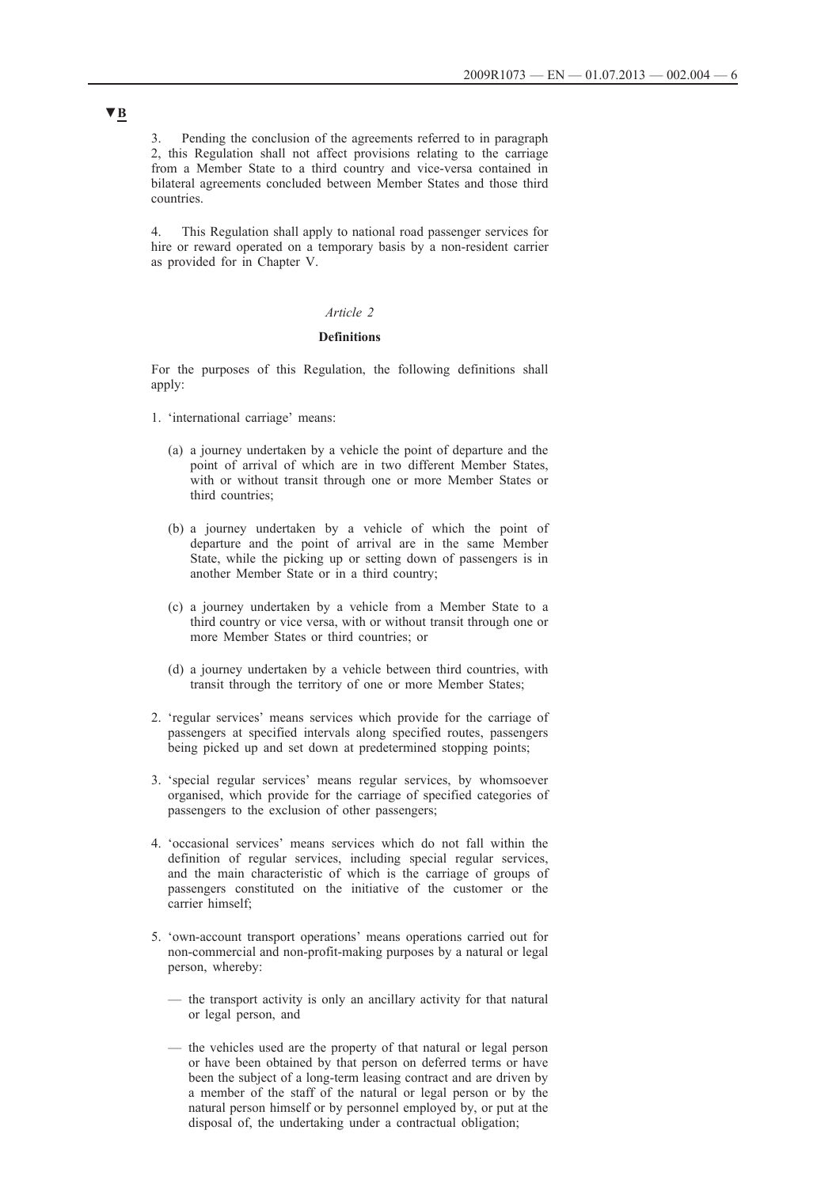▼B

3. Pending the conclusion of the agreements referred to in paragraph 2, this Regulation shall not affect provisions relating to the carriage from a Member State to a third country and vice-versa contained in bilateral agreements concluded between Member States and those third countries.

4. This Regulation shall apply to national road passenger services for hire or reward operated on a temporary basis by a non-resident carrier as provided for in Chapter V.

*Article 2*

**Definitions**

For the purposes of this Regulation, the following definitions shall apply:

1. 'international carriage' means:

   (a) a journey undertaken by a vehicle the point of departure and the point of arrival of which are in two different Member States, with or without transit through one or more Member States or third countries;

   (b) a journey undertaken by a vehicle of which the point of departure and the point of arrival are in the same Member State, while the picking up or setting down of passengers is in another Member State or in a third country;

   (c) a journey undertaken by a vehicle from a Member State to a third country or vice versa, with or without transit through one or more Member States or third countries; or

   (d) a journey undertaken by a vehicle between third countries, with transit through the territory of one or more Member States;

2. 'regular services' means services which provide for the carriage of passengers at specified intervals along specified routes, passengers being picked up and set down at predetermined stopping points;

3. 'special regular services' means regular services, by whomsoever organised, which provide for the carriage of specified categories of passengers to the exclusion of other passengers;

4. 'occasional services' means services which do not fall within the definition of regular services, including special regular services, and the main characteristic of which is the carriage of groups of passengers constituted on the initiative of the customer or the carrier himself;

5. 'own-account transport operations' means operations carried out for non-commercial and non-profit-making purposes by a natural or legal person, whereby:

   — the transport activity is only an ancillary activity for that natural or legal person, and

   — the vehicles used are the property of that natural or legal person or have been obtained by that person on deferred terms or have been the subject of a long-term leasing contract and are driven by a member of the staff of the natural or legal person or by the natural person himself or by personnel employed by, or put at the disposal of, the undertaking under a contractual obligation;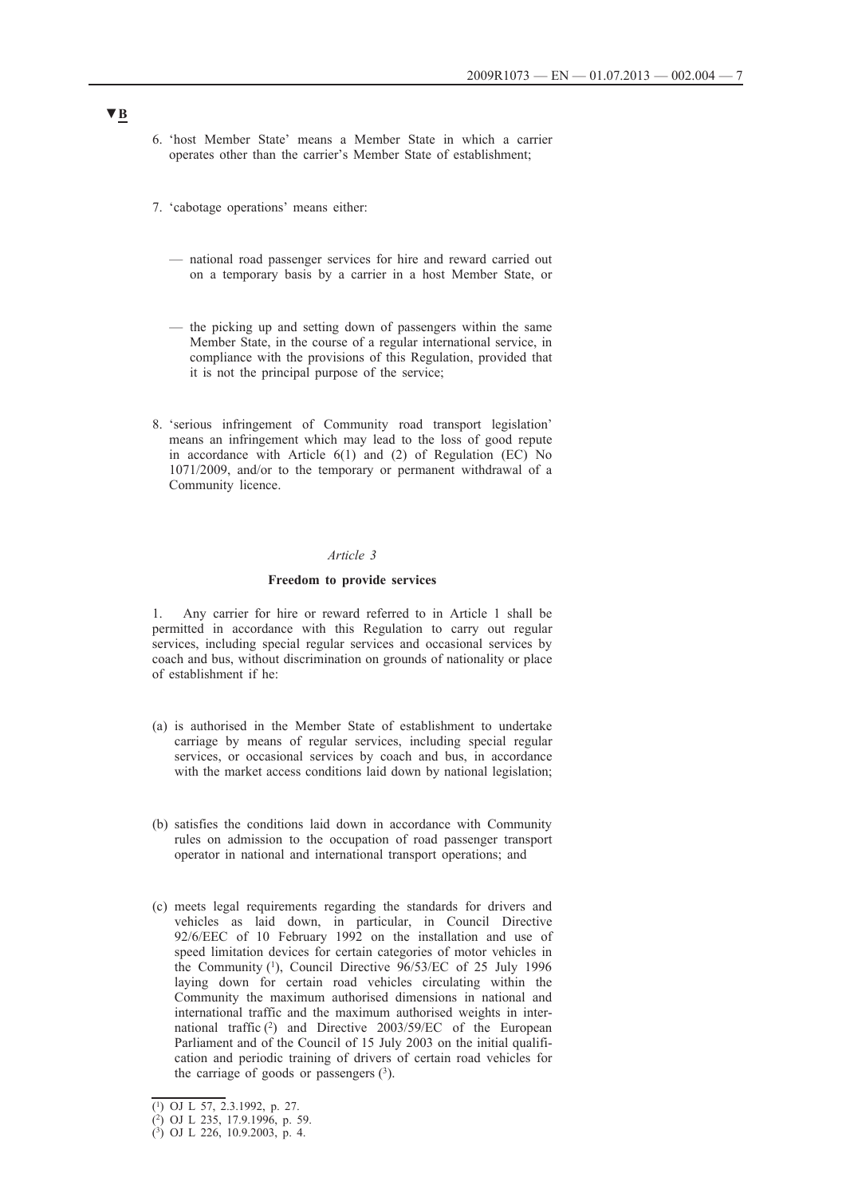▼B

6. 'host Member State' means a Member State in which a carrier operates other than the carrier's Member State of establishment;

7. 'cabotage operations' means either:

   — national road passenger services for hire and reward carried out on a temporary basis by a carrier in a host Member State, or

   — the picking up and setting down of passengers within the same Member State, in the course of a regular international service, in compliance with the provisions of this Regulation, provided that it is not the principal purpose of the service;

8. 'serious infringement of Community road transport legislation' means an infringement which may lead to the loss of good repute in accordance with Article 6(1) and (2) of Regulation (EC) No 1071/2009, and/or to the temporary or permanent withdrawal of a Community licence.

*Article 3*

**Freedom to provide services**

1. Any carrier for hire or reward referred to in Article 1 shall be permitted in accordance with this Regulation to carry out regular services, including special regular services and occasional services by coach and bus, without discrimination on grounds of nationality or place of establishment if he:

(a) is authorised in the Member State of establishment to undertake carriage by means of regular services, including special regular services, or occasional services by coach and bus, in accordance with the market access conditions laid down by national legislation;

(b) satisfies the conditions laid down in accordance with Community rules on admission to the occupation of road passenger transport operator in national and international transport operations; and

(c) meets legal requirements regarding the standards for drivers and vehicles as laid down, in particular, in Council Directive 92/6/EEC of 10 February 1992 on the installation and use of speed limitation devices for certain categories of motor vehicles in the Community [1], Council Directive 96/53/EC of 25 July 1996 laying down for certain road vehicles circulating within the Community the maximum authorised dimensions in national and international traffic and the maximum authorised weights in international traffic [2] and Directive 2003/59/EC of the European Parliament and of the Council of 15 July 2003 on the initial qualification and periodic training of drivers of certain road vehicles for the carriage of goods or passengers [3].

---

(1) OJ L 57, 2.3.1992, p. 27.

(2) OJ L 235, 17.9.1996, p. 59.

(3) OJ L 226, 10.9.2003, p. 4.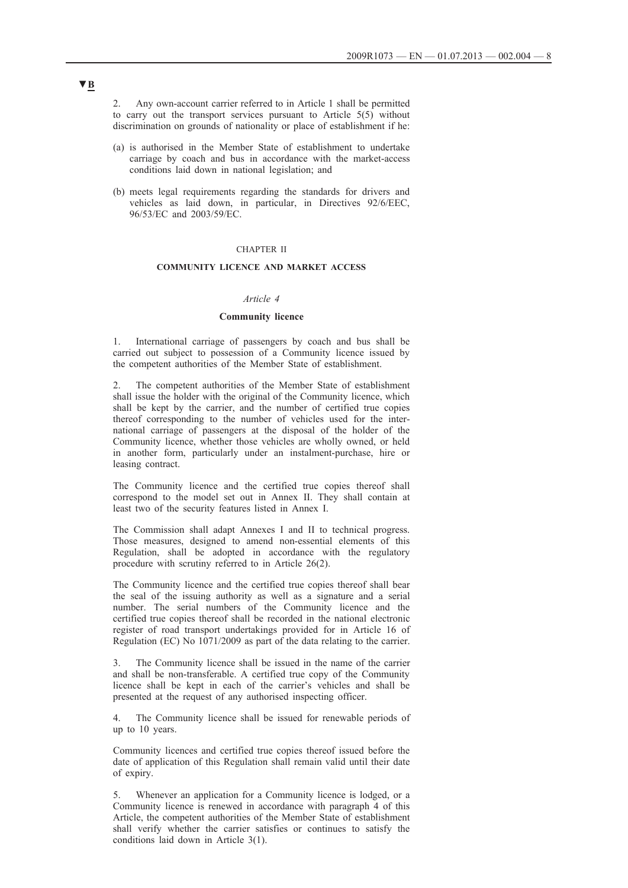▼B

2. Any own-account carrier referred to in Article 1 shall be permitted to carry out the transport services pursuant to Article 5(5) without discrimination on grounds of nationality or place of establishment if he:

(a) is authorised in the Member State of establishment to undertake carriage by coach and bus in accordance with the market-access conditions laid down in national legislation; and

(b) meets legal requirements regarding the standards for drivers and vehicles as laid down, in particular, in Directives 92/6/EEC, 96/53/EC and 2003/59/EC.

CHAPTER II

**COMMUNITY LICENCE AND MARKET ACCESS**

*Article 4*

**Community licence**

1. International carriage of passengers by coach and bus shall be carried out subject to possession of a Community licence issued by the competent authorities of the Member State of establishment.

2. The competent authorities of the Member State of establishment shall issue the holder with the original of the Community licence, which shall be kept by the carrier, and the number of certified true copies thereof corresponding to the number of vehicles used for the international carriage of passengers at the disposal of the holder of the Community licence, whether those vehicles are wholly owned, or held in another form, particularly under an instalment-purchase, hire or leasing contract.

The Community licence and the certified true copies thereof shall correspond to the model set out in Annex II. They shall contain at least two of the security features listed in Annex I.

The Commission shall adapt Annexes I and II to technical progress. Those measures, designed to amend non-essential elements of this Regulation, shall be adopted in accordance with the regulatory procedure with scrutiny referred to in Article 26(2).

The Community licence and the certified true copies thereof shall bear the seal of the issuing authority as well as a signature and a serial number. The serial numbers of the Community licence and the certified true copies thereof shall be recorded in the national electronic register of road transport undertakings provided for in Article 16 of Regulation (EC) No 1071/2009 as part of the data relating to the carrier.

3. The Community licence shall be issued in the name of the carrier and shall be non-transferable. A certified true copy of the Community licence shall be kept in each of the carrier's vehicles and shall be presented at the request of any authorised inspecting officer.

4. The Community licence shall be issued for renewable periods of up to 10 years.

Community licences and certified true copies thereof issued before the date of application of this Regulation shall remain valid until their date of expiry.

5. Whenever an application for a Community licence is lodged, or a Community licence is renewed in accordance with paragraph 4 of this Article, the competent authorities of the Member State of establishment shall verify whether the carrier satisfies or continues to satisfy the conditions laid down in Article 3(1).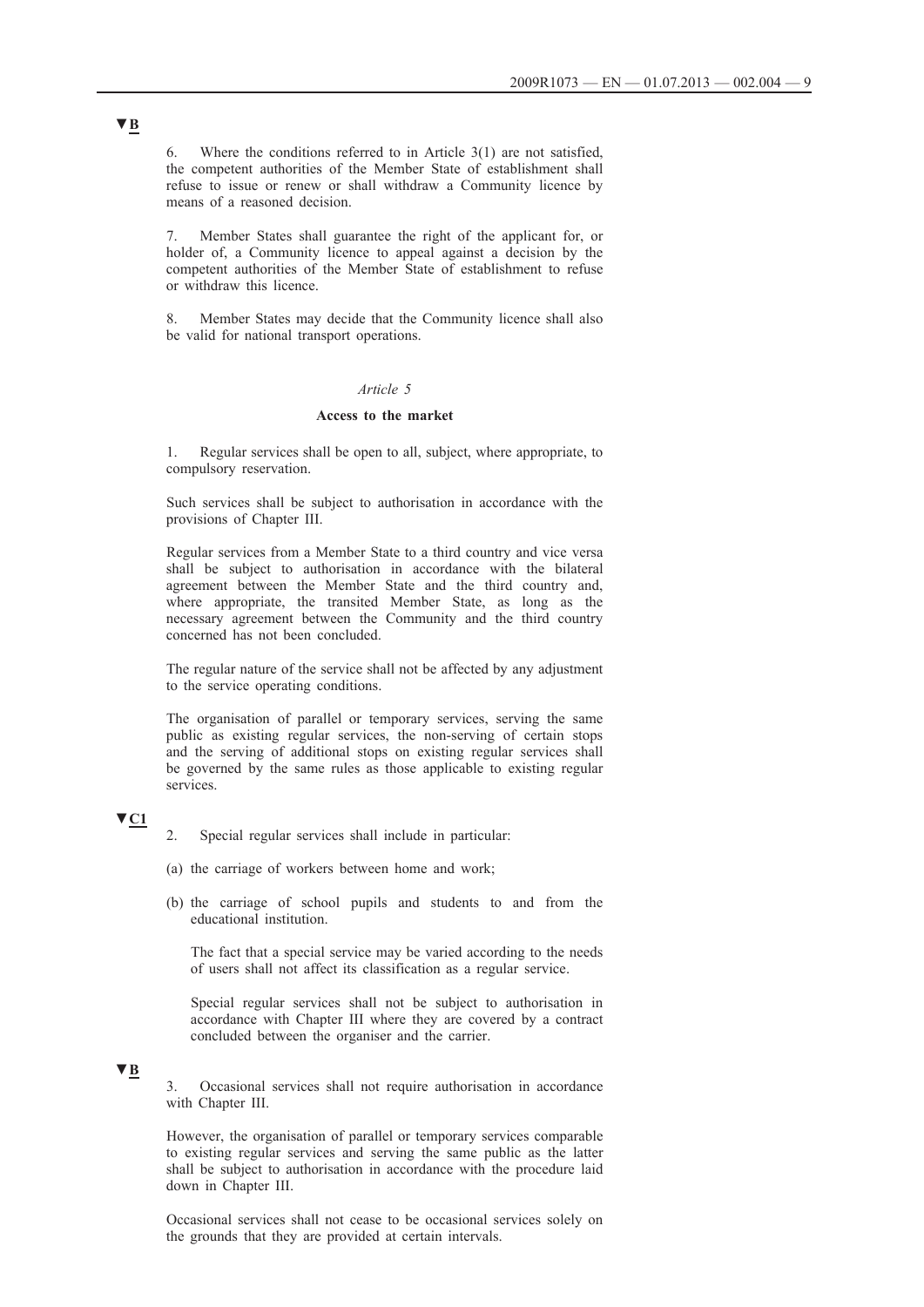▼B

6. Where the conditions referred to in Article 3(1) are not satisfied, the competent authorities of the Member State of establishment shall refuse to issue or renew or shall withdraw a Community licence by means of a reasoned decision.

7. Member States shall guarantee the right of the applicant for, or holder of, a Community licence to appeal against a decision by the competent authorities of the Member State of establishment to refuse or withdraw this licence.

8. Member States may decide that the Community licence shall also be valid for national transport operations.

*Article 5*

**Access to the market**

1. Regular services shall be open to all, subject, where appropriate, to compulsory reservation.

Such services shall be subject to authorisation in accordance with the provisions of Chapter III.

Regular services from a Member State to a third country and vice versa shall be subject to authorisation in accordance with the bilateral agreement between the Member State and the third country and, where appropriate, the transited Member State, as long as the necessary agreement between the Community and the third country concerned has not been concluded.

The regular nature of the service shall not be affected by any adjustment to the service operating conditions.

The organisation of parallel or temporary services, serving the same public as existing regular services, the non-serving of certain stops and the serving of additional stops on existing regular services shall be governed by the same rules as those applicable to existing regular services.

▼C1

2. Special regular services shall include in particular:

(a) the carriage of workers between home and work;

(b) the carriage of school pupils and students to and from the educational institution.

The fact that a special service may be varied according to the needs of users shall not affect its classification as a regular service.

Special regular services shall not be subject to authorisation in accordance with Chapter III where they are covered by a contract concluded between the organiser and the carrier.

▼B

3. Occasional services shall not require authorisation in accordance with Chapter III.

However, the organisation of parallel or temporary services comparable to existing regular services and serving the same public as the latter shall be subject to authorisation in accordance with the procedure laid down in Chapter III.

Occasional services shall not cease to be occasional services solely on the grounds that they are provided at certain intervals.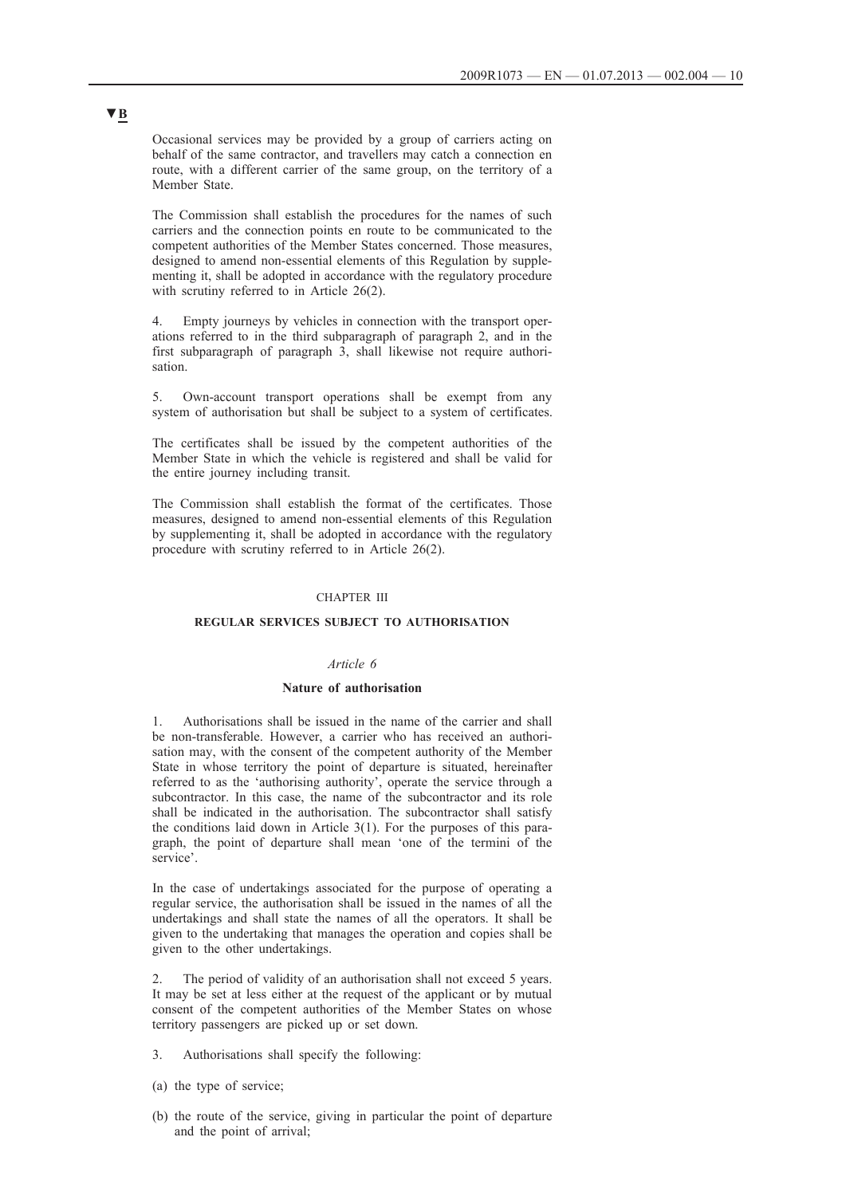▼B

Occasional services may be provided by a group of carriers acting on behalf of the same contractor, and travellers may catch a connection en route, with a different carrier of the same group, on the territory of a Member State.

The Commission shall establish the procedures for the names of such carriers and the connection points en route to be communicated to the competent authorities of the Member States concerned. Those measures, designed to amend non-essential elements of this Regulation by supplementing it, shall be adopted in accordance with the regulatory procedure with scrutiny referred to in Article 26(2).

4. Empty journeys by vehicles in connection with the transport operations referred to in the third subparagraph of paragraph 2, and in the first subparagraph of paragraph 3, shall likewise not require authorisation.

5. Own-account transport operations shall be exempt from any system of authorisation but shall be subject to a system of certificates.

The certificates shall be issued by the competent authorities of the Member State in which the vehicle is registered and shall be valid for the entire journey including transit.

The Commission shall establish the format of the certificates. Those measures, designed to amend non-essential elements of this Regulation by supplementing it, shall be adopted in accordance with the regulatory procedure with scrutiny referred to in Article 26(2).

## CHAPTER III

## REGULAR SERVICES SUBJECT TO AUTHORISATION

### *Article 6*

### Nature of authorisation

1. Authorisations shall be issued in the name of the carrier and shall be non-transferable. However, a carrier who has received an authorisation may, with the consent of the competent authority of the Member State in whose territory the point of departure is situated, hereinafter referred to as the 'authorising authority', operate the service through a subcontractor. In this case, the name of the subcontractor and its role shall be indicated in the authorisation. The subcontractor shall satisfy the conditions laid down in Article 3(1). For the purposes of this paragraph, the point of departure shall mean 'one of the termini of the service'.

In the case of undertakings associated for the purpose of operating a regular service, the authorisation shall be issued in the names of all the undertakings and shall state the names of all the operators. It shall be given to the undertaking that manages the operation and copies shall be given to the other undertakings.

2. The period of validity of an authorisation shall not exceed 5 years. It may be set at less either at the request of the applicant or by mutual consent of the competent authorities of the Member States on whose territory passengers are picked up or set down.

3. Authorisations shall specify the following:

(a) the type of service;

(b) the route of the service, giving in particular the point of departure and the point of arrival;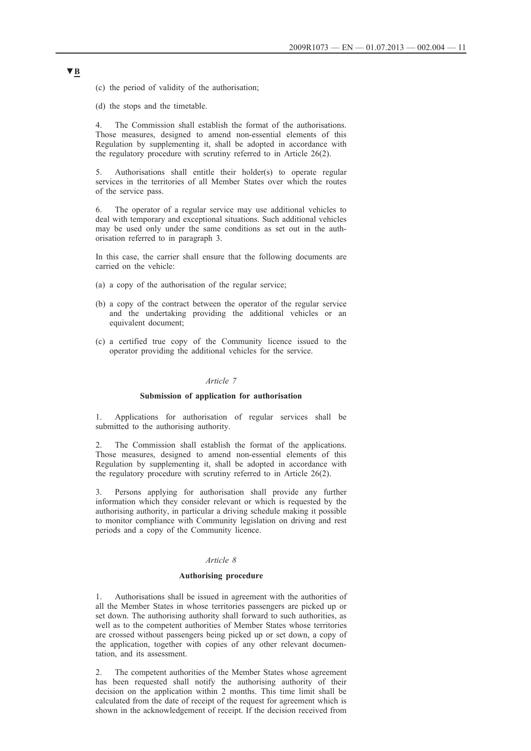▼B

(c) the period of validity of the authorisation;

(d) the stops and the timetable.

4. The Commission shall establish the format of the authorisations. Those measures, designed to amend non-essential elements of this Regulation by supplementing it, shall be adopted in accordance with the regulatory procedure with scrutiny referred to in Article 26(2).

5. Authorisations shall entitle their holder(s) to operate regular services in the territories of all Member States over which the routes of the service pass.

6. The operator of a regular service may use additional vehicles to deal with temporary and exceptional situations. Such additional vehicles may be used only under the same conditions as set out in the authorisation referred to in paragraph 3.

In this case, the carrier shall ensure that the following documents are carried on the vehicle:

(a) a copy of the authorisation of the regular service;

(b) a copy of the contract between the operator of the regular service and the undertaking providing the additional vehicles or an equivalent document;

(c) a certified true copy of the Community licence issued to the operator providing the additional vehicles for the service.

*Article 7*

**Submission of application for authorisation**

1. Applications for authorisation of regular services shall be submitted to the authorising authority.

2. The Commission shall establish the format of the applications. Those measures, designed to amend non-essential elements of this Regulation by supplementing it, shall be adopted in accordance with the regulatory procedure with scrutiny referred to in Article 26(2).

3. Persons applying for authorisation shall provide any further information which they consider relevant or which is requested by the authorising authority, in particular a driving schedule making it possible to monitor compliance with Community legislation on driving and rest periods and a copy of the Community licence.

*Article 8*

**Authorising procedure**

1. Authorisations shall be issued in agreement with the authorities of all the Member States in whose territories passengers are picked up or set down. The authorising authority shall forward to such authorities, as well as to the competent authorities of Member States whose territories are crossed without passengers being picked up or set down, a copy of the application, together with copies of any other relevant documentation, and its assessment.

2. The competent authorities of the Member States whose agreement has been requested shall notify the authorising authority of their decision on the application within 2 months. This time limit shall be calculated from the date of receipt of the request for agreement which is shown in the acknowledgement of receipt. If the decision received from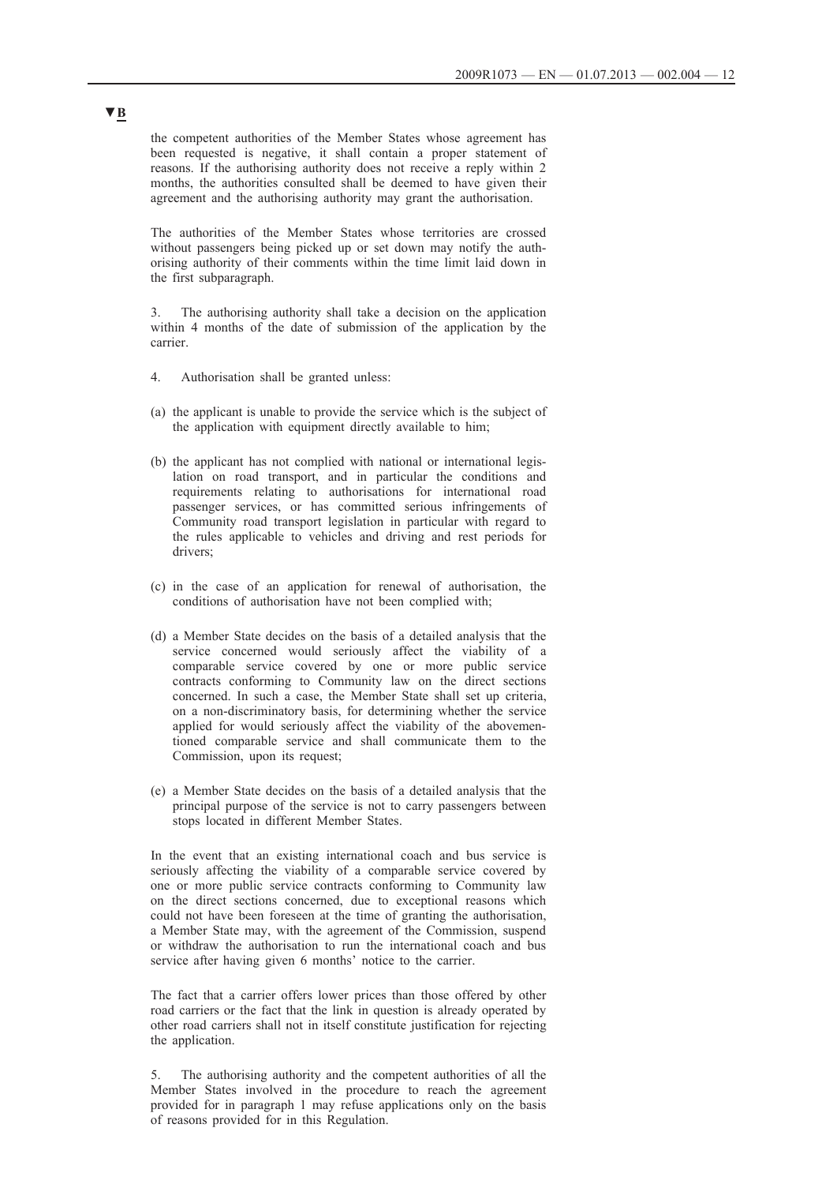▼B

the competent authorities of the Member States whose agreement has been requested is negative, it shall contain a proper statement of reasons. If the authorising authority does not receive a reply within 2 months, the authorities consulted shall be deemed to have given their agreement and the authorising authority may grant the authorisation.

The authorities of the Member States whose territories are crossed without passengers being picked up or set down may notify the authorising authority of their comments within the time limit laid down in the first subparagraph.

3. The authorising authority shall take a decision on the application within 4 months of the date of submission of the application by the carrier.

4. Authorisation shall be granted unless:

(a) the applicant is unable to provide the service which is the subject of the application with equipment directly available to him;

(b) the applicant has not complied with national or international legislation on road transport, and in particular the conditions and requirements relating to authorisations for international road passenger services, or has committed serious infringements of Community road transport legislation in particular with regard to the rules applicable to vehicles and driving and rest periods for drivers;

(c) in the case of an application for renewal of authorisation, the conditions of authorisation have not been complied with;

(d) a Member State decides on the basis of a detailed analysis that the service concerned would seriously affect the viability of a comparable service covered by one or more public service contracts conforming to Community law on the direct sections concerned. In such a case, the Member State shall set up criteria, on a non-discriminatory basis, for determining whether the service applied for would seriously affect the viability of the abovementioned comparable service and shall communicate them to the Commission, upon its request;

(e) a Member State decides on the basis of a detailed analysis that the principal purpose of the service is not to carry passengers between stops located in different Member States.

In the event that an existing international coach and bus service is seriously affecting the viability of a comparable service covered by one or more public service contracts conforming to Community law on the direct sections concerned, due to exceptional reasons which could not have been foreseen at the time of granting the authorisation, a Member State may, with the agreement of the Commission, suspend or withdraw the authorisation to run the international coach and bus service after having given 6 months' notice to the carrier.

The fact that a carrier offers lower prices than those offered by other road carriers or the fact that the link in question is already operated by other road carriers shall not in itself constitute justification for rejecting the application.

5. The authorising authority and the competent authorities of all the Member States involved in the procedure to reach the agreement provided for in paragraph 1 may refuse applications only on the basis of reasons provided for in this Regulation.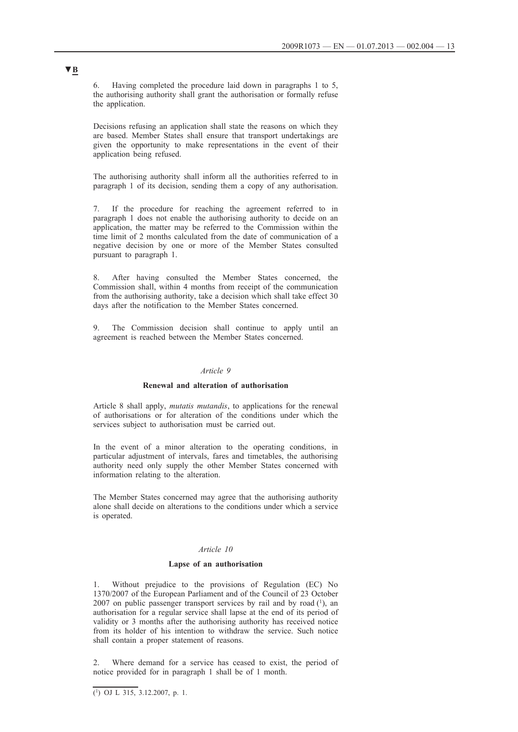▼B

6. Having completed the procedure laid down in paragraphs 1 to 5, the authorising authority shall grant the authorisation or formally refuse the application.

Decisions refusing an application shall state the reasons on which they are based. Member States shall ensure that transport undertakings are given the opportunity to make representations in the event of their application being refused.

The authorising authority shall inform all the authorities referred to in paragraph 1 of its decision, sending them a copy of any authorisation.

7. If the procedure for reaching the agreement referred to in paragraph 1 does not enable the authorising authority to decide on an application, the matter may be referred to the Commission within the time limit of 2 months calculated from the date of communication of a negative decision by one or more of the Member States consulted pursuant to paragraph 1.

8. After having consulted the Member States concerned, the Commission shall, within 4 months from receipt of the communication from the authorising authority, take a decision which shall take effect 30 days after the notification to the Member States concerned.

9. The Commission decision shall continue to apply until an agreement is reached between the Member States concerned.

*Article 9*

**Renewal and alteration of authorisation**

Article 8 shall apply, *mutatis mutandis*, to applications for the renewal of authorisations or for alteration of the conditions under which the services subject to authorisation must be carried out.

In the event of a minor alteration to the operating conditions, in particular adjustment of intervals, fares and timetables, the authorising authority need only supply the other Member States concerned with information relating to the alteration.

The Member States concerned may agree that the authorising authority alone shall decide on alterations to the conditions under which a service is operated.

*Article 10*

**Lapse of an authorisation**

1. Without prejudice to the provisions of Regulation (EC) No 1370/2007 of the European Parliament and of the Council of 23 October 2007 on public passenger transport services by rail and by road [1], an authorisation for a regular service shall lapse at the end of its period of validity or 3 months after the authorising authority has received notice from its holder of his intention to withdraw the service. Such notice shall contain a proper statement of reasons.

2. Where demand for a service has ceased to exist, the period of notice provided for in paragraph 1 shall be of 1 month.

[1] OJ L 315, 3.12.2007, p. 1.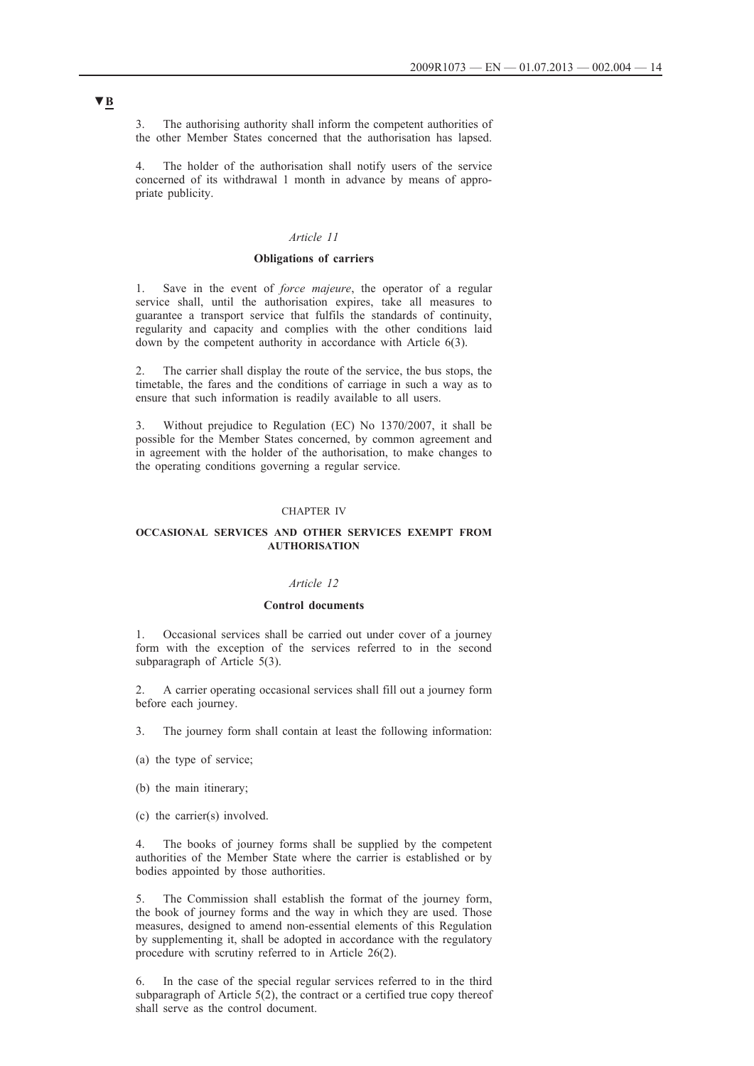▼B

3. The authorising authority shall inform the competent authorities of the other Member States concerned that the authorisation has lapsed.

4. The holder of the authorisation shall notify users of the service concerned of its withdrawal 1 month in advance by means of appropriate publicity.

*Article 11*

**Obligations of carriers**

1. Save in the event of *force majeure*, the operator of a regular service shall, until the authorisation expires, take all measures to guarantee a transport service that fulfils the standards of continuity, regularity and capacity and complies with the other conditions laid down by the competent authority in accordance with Article 6(3).

2. The carrier shall display the route of the service, the bus stops, the timetable, the fares and the conditions of carriage in such a way as to ensure that such information is readily available to all users.

3. Without prejudice to Regulation (EC) No 1370/2007, it shall be possible for the Member States concerned, by common agreement and in agreement with the holder of the authorisation, to make changes to the operating conditions governing a regular service.

CHAPTER IV

**OCCASIONAL SERVICES AND OTHER SERVICES EXEMPT FROM AUTHORISATION**

*Article 12*

**Control documents**

1. Occasional services shall be carried out under cover of a journey form with the exception of the services referred to in the second subparagraph of Article 5(3).

2. A carrier operating occasional services shall fill out a journey form before each journey.

3. The journey form shall contain at least the following information:

(a) the type of service;

(b) the main itinerary;

(c) the carrier(s) involved.

4. The books of journey forms shall be supplied by the competent authorities of the Member State where the carrier is established or by bodies appointed by those authorities.

5. The Commission shall establish the format of the journey form, the book of journey forms and the way in which they are used. Those measures, designed to amend non-essential elements of this Regulation by supplementing it, shall be adopted in accordance with the regulatory procedure with scrutiny referred to in Article 26(2).

6. In the case of the special regular services referred to in the third subparagraph of Article 5(2), the contract or a certified true copy thereof shall serve as the control document.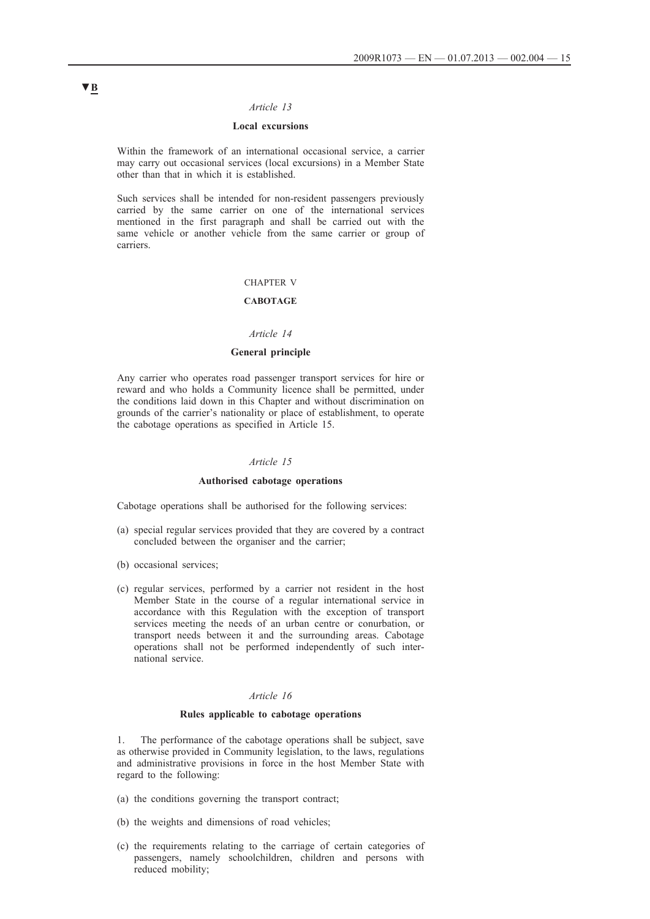▼B

*Article 13*

**Local excursions**

Within the framework of an international occasional service, a carrier may carry out occasional services (local excursions) in a Member State other than that in which it is established.

Such services shall be intended for non-resident passengers previously carried by the same carrier on one of the international services mentioned in the first paragraph and shall be carried out with the same vehicle or another vehicle from the same carrier or group of carriers.

CHAPTER V

**CABOTAGE**

*Article 14*

**General principle**

Any carrier who operates road passenger transport services for hire or reward and who holds a Community licence shall be permitted, under the conditions laid down in this Chapter and without discrimination on grounds of the carrier's nationality or place of establishment, to operate the cabotage operations as specified in Article 15.

*Article 15*

**Authorised cabotage operations**

Cabotage operations shall be authorised for the following services:

(a) special regular services provided that they are covered by a contract concluded between the organiser and the carrier;

(b) occasional services;

(c) regular services, performed by a carrier not resident in the host Member State in the course of a regular international service in accordance with this Regulation with the exception of transport services meeting the needs of an urban centre or conurbation, or transport needs between it and the surrounding areas. Cabotage operations shall not be performed independently of such international service.

*Article 16*

**Rules applicable to cabotage operations**

1. The performance of the cabotage operations shall be subject, save as otherwise provided in Community legislation, to the laws, regulations and administrative provisions in force in the host Member State with regard to the following:

(a) the conditions governing the transport contract;

(b) the weights and dimensions of road vehicles;

(c) the requirements relating to the carriage of certain categories of passengers, namely schoolchildren, children and persons with reduced mobility;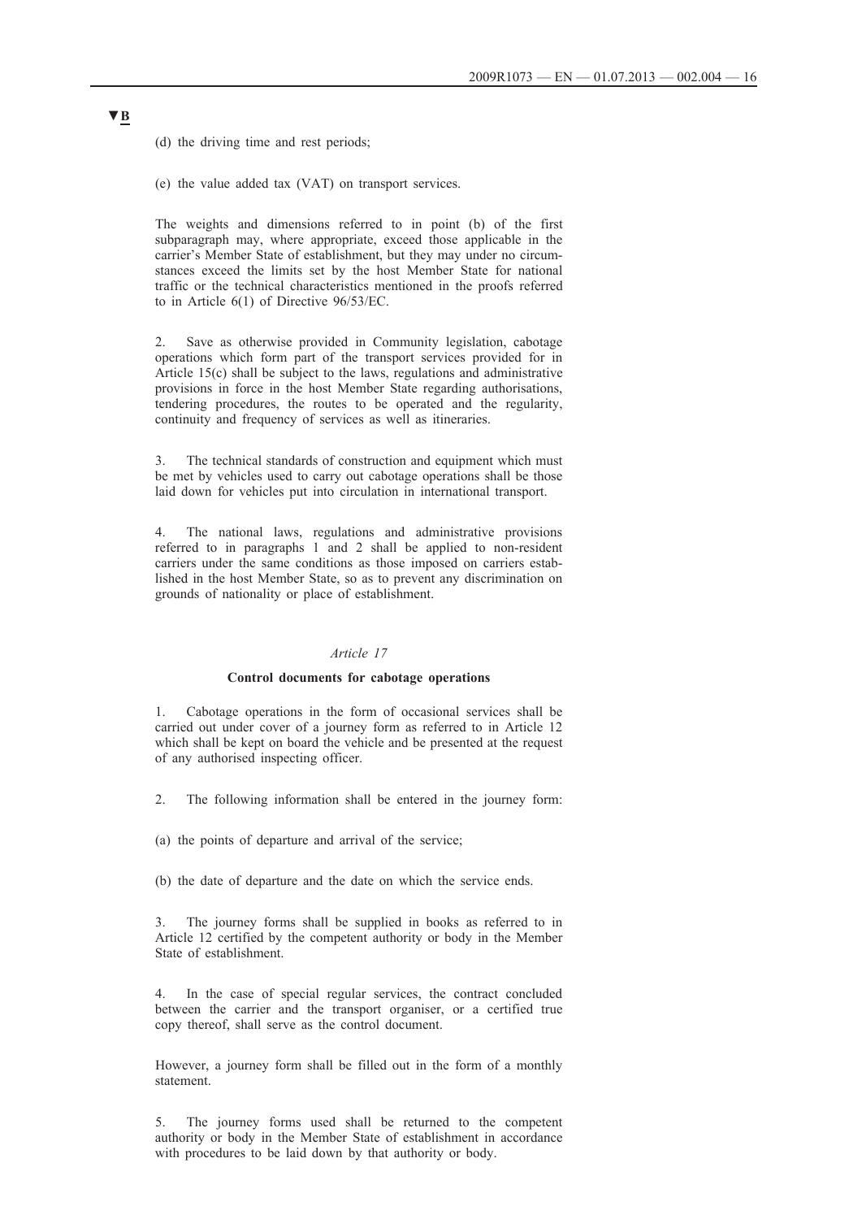▼B

(d) the driving time and rest periods;

(e) the value added tax (VAT) on transport services.

The weights and dimensions referred to in point (b) of the first subparagraph may, where appropriate, exceed those applicable in the carrier's Member State of establishment, but they may under no circumstances exceed the limits set by the host Member State for national traffic or the technical characteristics mentioned in the proofs referred to in Article 6(1) of Directive 96/53/EC.

2. Save as otherwise provided in Community legislation, cabotage operations which form part of the transport services provided for in Article 15(c) shall be subject to the laws, regulations and administrative provisions in force in the host Member State regarding authorisations, tendering procedures, the routes to be operated and the regularity, continuity and frequency of services as well as itineraries.

3. The technical standards of construction and equipment which must be met by vehicles used to carry out cabotage operations shall be those laid down for vehicles put into circulation in international transport.

4. The national laws, regulations and administrative provisions referred to in paragraphs 1 and 2 shall be applied to non-resident carriers under the same conditions as those imposed on carriers established in the host Member State, so as to prevent any discrimination on grounds of nationality or place of establishment.

*Article 17*

**Control documents for cabotage operations**

1. Cabotage operations in the form of occasional services shall be carried out under cover of a journey form as referred to in Article 12 which shall be kept on board the vehicle and be presented at the request of any authorised inspecting officer.

2. The following information shall be entered in the journey form:

(a) the points of departure and arrival of the service;

(b) the date of departure and the date on which the service ends.

3. The journey forms shall be supplied in books as referred to in Article 12 certified by the competent authority or body in the Member State of establishment.

4. In the case of special regular services, the contract concluded between the carrier and the transport organiser, or a certified true copy thereof, shall serve as the control document.

However, a journey form shall be filled out in the form of a monthly statement.

5. The journey forms used shall be returned to the competent authority or body in the Member State of establishment in accordance with procedures to be laid down by that authority or body.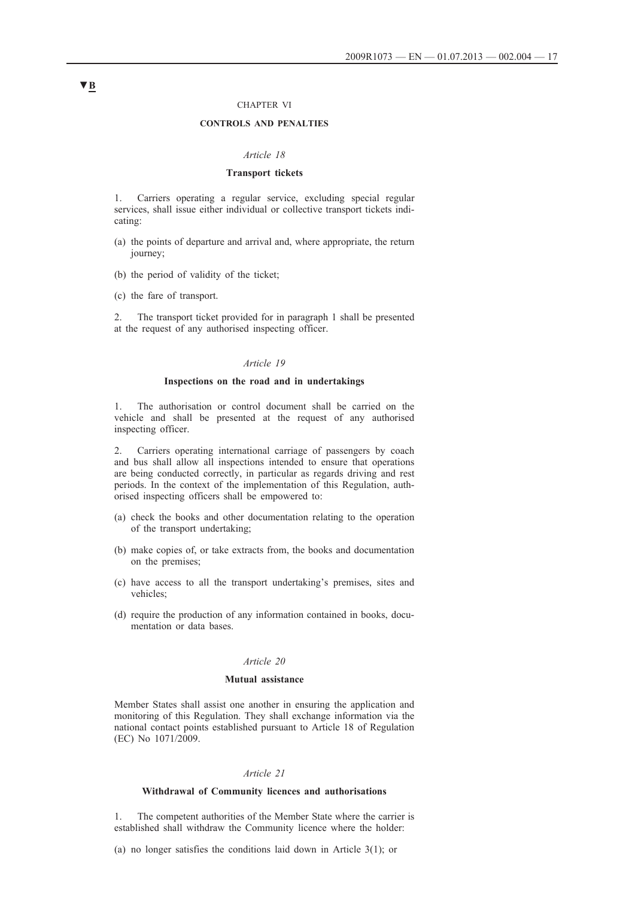▼B

## CHAPTER VI

## CONTROLS AND PENALTIES

### *Article 18*

### Transport tickets

1. Carriers operating a regular service, excluding special regular services, shall issue either individual or collective transport tickets indicating:

(a) the points of departure and arrival and, where appropriate, the return journey;

(b) the period of validity of the ticket;

(c) the fare of transport.

2. The transport ticket provided for in paragraph 1 shall be presented at the request of any authorised inspecting officer.

### *Article 19*

### Inspections on the road and in undertakings

1. The authorisation or control document shall be carried on the vehicle and shall be presented at the request of any authorised inspecting officer.

2. Carriers operating international carriage of passengers by coach and bus shall allow all inspections intended to ensure that operations are being conducted correctly, in particular as regards driving and rest periods. In the context of the implementation of this Regulation, authorised inspecting officers shall be empowered to:

(a) check the books and other documentation relating to the operation of the transport undertaking;

(b) make copies of, or take extracts from, the books and documentation on the premises;

(c) have access to all the transport undertaking's premises, sites and vehicles;

(d) require the production of any information contained in books, documentation or data bases.

### *Article 20*

### Mutual assistance

Member States shall assist one another in ensuring the application and monitoring of this Regulation. They shall exchange information via the national contact points established pursuant to Article 18 of Regulation (EC) No 1071/2009.

### *Article 21*

### Withdrawal of Community licences and authorisations

1. The competent authorities of the Member State where the carrier is established shall withdraw the Community licence where the holder:

(a) no longer satisfies the conditions laid down in Article 3(1); or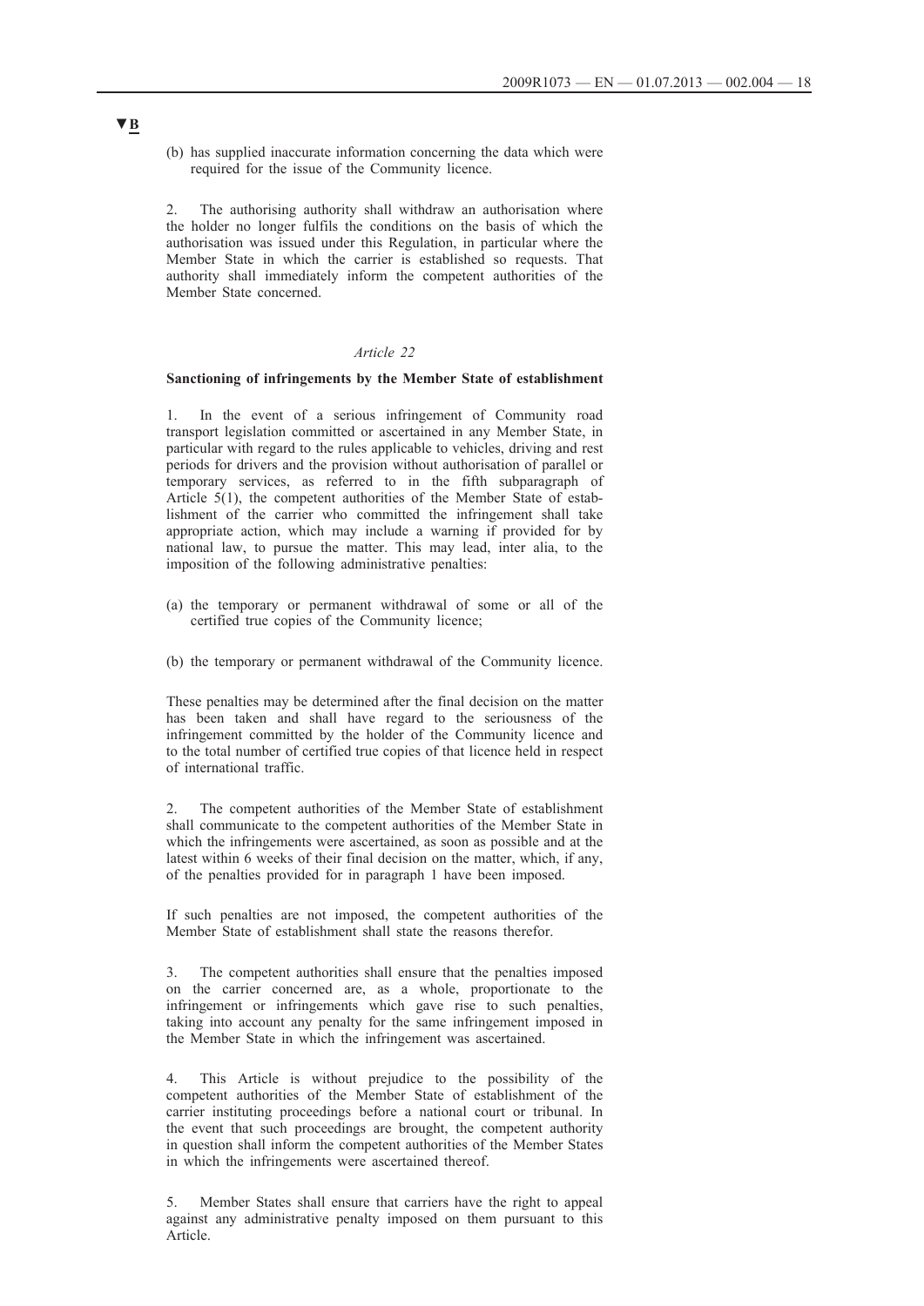▼B

(b) has supplied inaccurate information concerning the data which were required for the issue of the Community licence.

2. The authorising authority shall withdraw an authorisation where the holder no longer fulfils the conditions on the basis of which the authorisation was issued under this Regulation, in particular where the Member State in which the carrier is established so requests. That authority shall immediately inform the competent authorities of the Member State concerned.

*Article 22*

**Sanctioning of infringements by the Member State of establishment**

1. In the event of a serious infringement of Community road transport legislation committed or ascertained in any Member State, in particular with regard to the rules applicable to vehicles, driving and rest periods for drivers and the provision without authorisation of parallel or temporary services, as referred to in the fifth subparagraph of Article 5(1), the competent authorities of the Member State of establishment of the carrier who committed the infringement shall take appropriate action, which may include a warning if provided for by national law, to pursue the matter. This may lead, inter alia, to the imposition of the following administrative penalties:

(a) the temporary or permanent withdrawal of some or all of the certified true copies of the Community licence;

(b) the temporary or permanent withdrawal of the Community licence.

These penalties may be determined after the final decision on the matter has been taken and shall have regard to the seriousness of the infringement committed by the holder of the Community licence and to the total number of certified true copies of that licence held in respect of international traffic.

2. The competent authorities of the Member State of establishment shall communicate to the competent authorities of the Member State in which the infringements were ascertained, as soon as possible and at the latest within 6 weeks of their final decision on the matter, which, if any, of the penalties provided for in paragraph 1 have been imposed.

If such penalties are not imposed, the competent authorities of the Member State of establishment shall state the reasons therefor.

3. The competent authorities shall ensure that the penalties imposed on the carrier concerned are, as a whole, proportionate to the infringement or infringements which gave rise to such penalties, taking into account any penalty for the same infringement imposed in the Member State in which the infringement was ascertained.

4. This Article is without prejudice to the possibility of the competent authorities of the Member State of establishment of the carrier instituting proceedings before a national court or tribunal. In the event that such proceedings are brought, the competent authority in question shall inform the competent authorities of the Member States in which the infringements were ascertained thereof.

5. Member States shall ensure that carriers have the right to appeal against any administrative penalty imposed on them pursuant to this Article.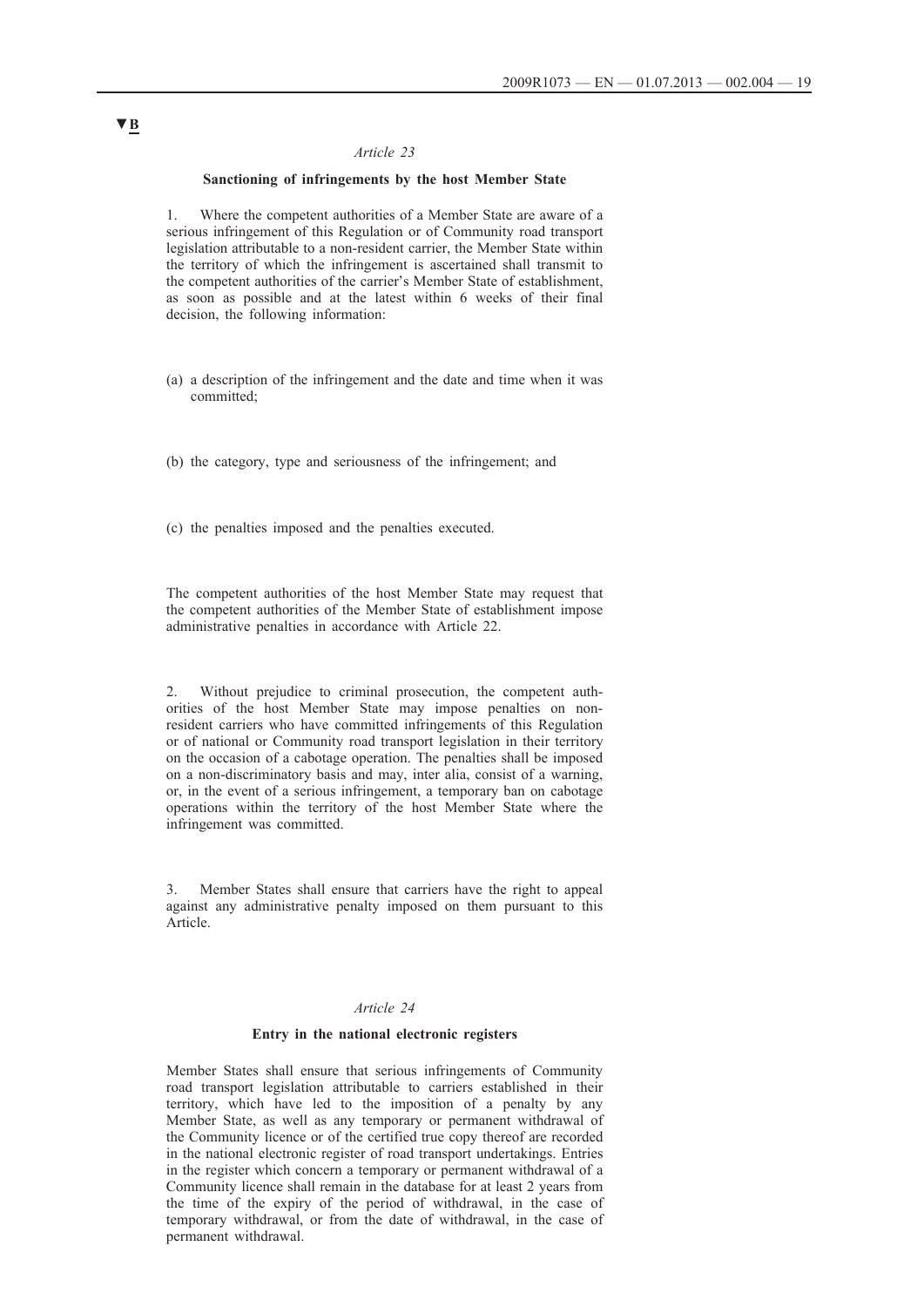▼B

*Article 23*

**Sanctioning of infringements by the host Member State**

1. Where the competent authorities of a Member State are aware of a serious infringement of this Regulation or of Community road transport legislation attributable to a non-resident carrier, the Member State within the territory of which the infringement is ascertained shall transmit to the competent authorities of the carrier's Member State of establishment, as soon as possible and at the latest within 6 weeks of their final decision, the following information:

(a) a description of the infringement and the date and time when it was committed;

(b) the category, type and seriousness of the infringement; and

(c) the penalties imposed and the penalties executed.

The competent authorities of the host Member State may request that the competent authorities of the Member State of establishment impose administrative penalties in accordance with Article 22.

2. Without prejudice to criminal prosecution, the competent authorities of the host Member State may impose penalties on non-resident carriers who have committed infringements of this Regulation or of national or Community road transport legislation in their territory on the occasion of a cabotage operation. The penalties shall be imposed on a non-discriminatory basis and may, inter alia, consist of a warning, or, in the event of a serious infringement, a temporary ban on cabotage operations within the territory of the host Member State where the infringement was committed.

3. Member States shall ensure that carriers have the right to appeal against any administrative penalty imposed on them pursuant to this Article.

*Article 24*

**Entry in the national electronic registers**

Member States shall ensure that serious infringements of Community road transport legislation attributable to carriers established in their territory, which have led to the imposition of a penalty by any Member State, as well as any temporary or permanent withdrawal of the Community licence or of the certified true copy thereof are recorded in the national electronic register of road transport undertakings. Entries in the register which concern a temporary or permanent withdrawal of a Community licence shall remain in the database for at least 2 years from the time of the expiry of the period of withdrawal, in the case of temporary withdrawal, or from the date of withdrawal, in the case of permanent withdrawal.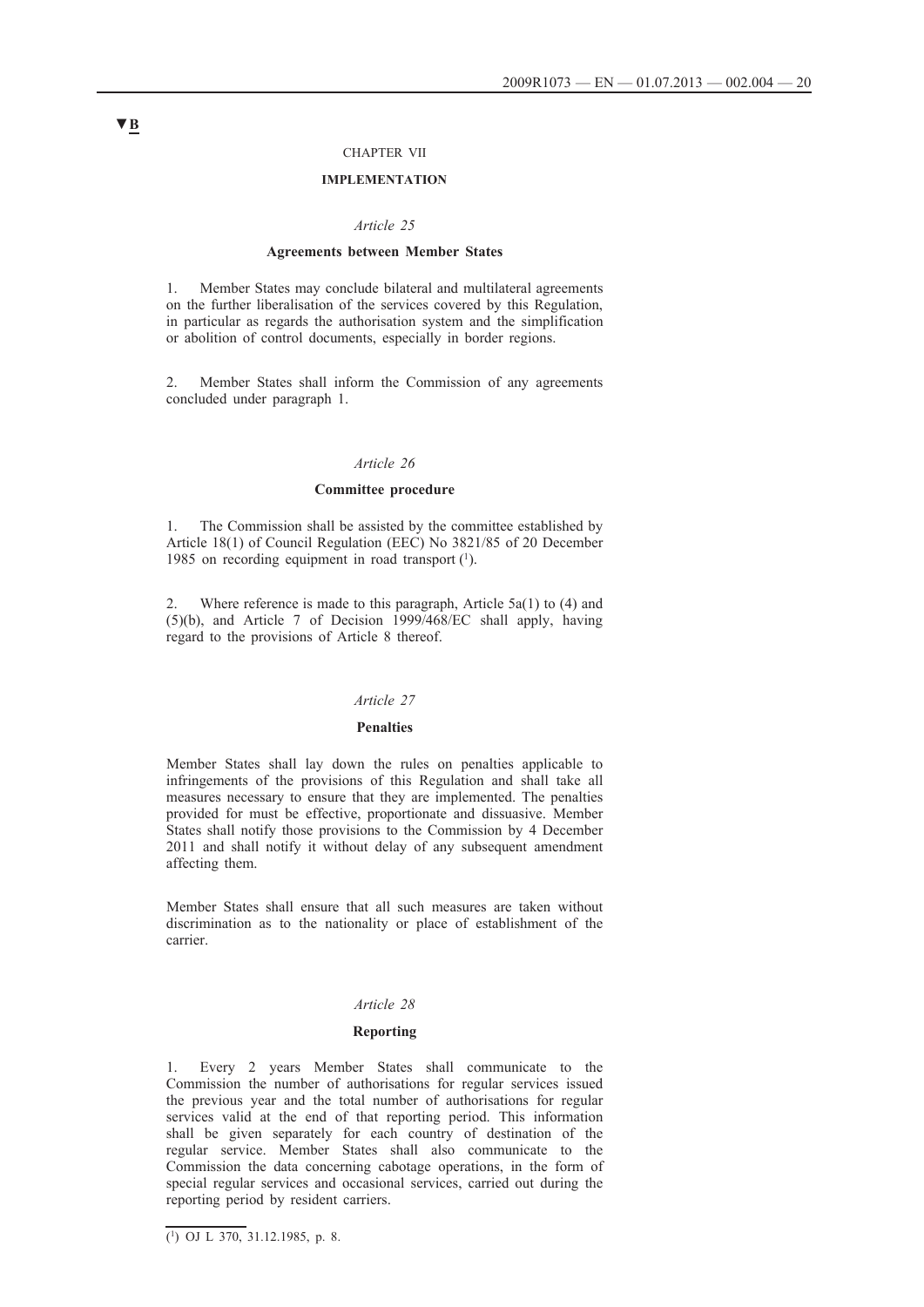▼B

CHAPTER VII

**IMPLEMENTATION**

*Article 25*

**Agreements between Member States**

1. Member States may conclude bilateral and multilateral agreements on the further liberalisation of the services covered by this Regulation, in particular as regards the authorisation system and the simplification or abolition of control documents, especially in border regions.

2. Member States shall inform the Commission of any agreements concluded under paragraph 1.

*Article 26*

**Committee procedure**

1. The Commission shall be assisted by the committee established by Article 18(1) of Council Regulation (EEC) No 3821/85 of 20 December 1985 on recording equipment in road transport [1].

2. Where reference is made to this paragraph, Article 5a(1) to (4) and (5)(b), and Article 7 of Decision 1999/468/EC shall apply, having regard to the provisions of Article 8 thereof.

*Article 27*

**Penalties**

Member States shall lay down the rules on penalties applicable to infringements of the provisions of this Regulation and shall take all measures necessary to ensure that they are implemented. The penalties provided for must be effective, proportionate and dissuasive. Member States shall notify those provisions to the Commission by 4 December 2011 and shall notify it without delay of any subsequent amendment affecting them.

Member States shall ensure that all such measures are taken without discrimination as to the nationality or place of establishment of the carrier.

*Article 28*

**Reporting**

1. Every 2 years Member States shall communicate to the Commission the number of authorisations for regular services issued the previous year and the total number of authorisations for regular services valid at the end of that reporting period. This information shall be given separately for each country of destination of the regular service. Member States shall also communicate to the Commission the data concerning cabotage operations, in the form of special regular services and occasional services, carried out during the reporting period by resident carriers.

---

[1] OJ L 370, 31.12.1985, p. 8.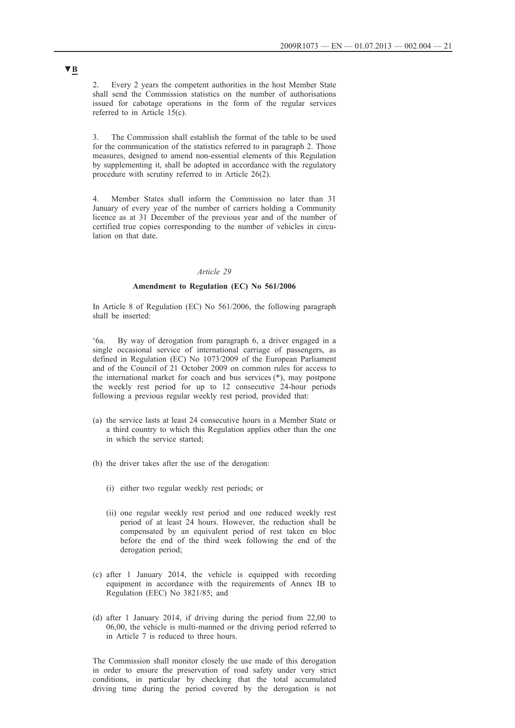▼B

2. Every 2 years the competent authorities in the host Member State shall send the Commission statistics on the number of authorisations issued for cabotage operations in the form of the regular services referred to in Article 15(c).

3. The Commission shall establish the format of the table to be used for the communication of the statistics referred to in paragraph 2. Those measures, designed to amend non-essential elements of this Regulation by supplementing it, shall be adopted in accordance with the regulatory procedure with scrutiny referred to in Article 26(2).

4. Member States shall inform the Commission no later than 31 January of every year of the number of carriers holding a Community licence as at 31 December of the previous year and of the number of certified true copies corresponding to the number of vehicles in circulation on that date.

*Article 29*

**Amendment to Regulation (EC) No 561/2006**

In Article 8 of Regulation (EC) No 561/2006, the following paragraph shall be inserted:

'6a. By way of derogation from paragraph 6, a driver engaged in a single occasional service of international carriage of passengers, as defined in Regulation (EC) No 1073/2009 of the European Parliament and of the Council of 21 October 2009 on common rules for access to the international market for coach and bus services (*), may postpone the weekly rest period for up to 12 consecutive 24-hour periods following a previous regular weekly rest period, provided that:

(a) the service lasts at least 24 consecutive hours in a Member State or a third country to which this Regulation applies other than the one in which the service started;

(b) the driver takes after the use of the derogation:

   (i) either two regular weekly rest periods; or

   (ii) one regular weekly rest period and one reduced weekly rest period of at least 24 hours. However, the reduction shall be compensated by an equivalent period of rest taken en bloc before the end of the third week following the end of the derogation period;

(c) after 1 January 2014, the vehicle is equipped with recording equipment in accordance with the requirements of Annex IB to Regulation (EEC) No 3821/85; and

(d) after 1 January 2014, if driving during the period from 22,00 to 06,00, the vehicle is multi-manned or the driving period referred to in Article 7 is reduced to three hours.

The Commission shall monitor closely the use made of this derogation in order to ensure the preservation of road safety under very strict conditions, in particular by checking that the total accumulated driving time during the period covered by the derogation is not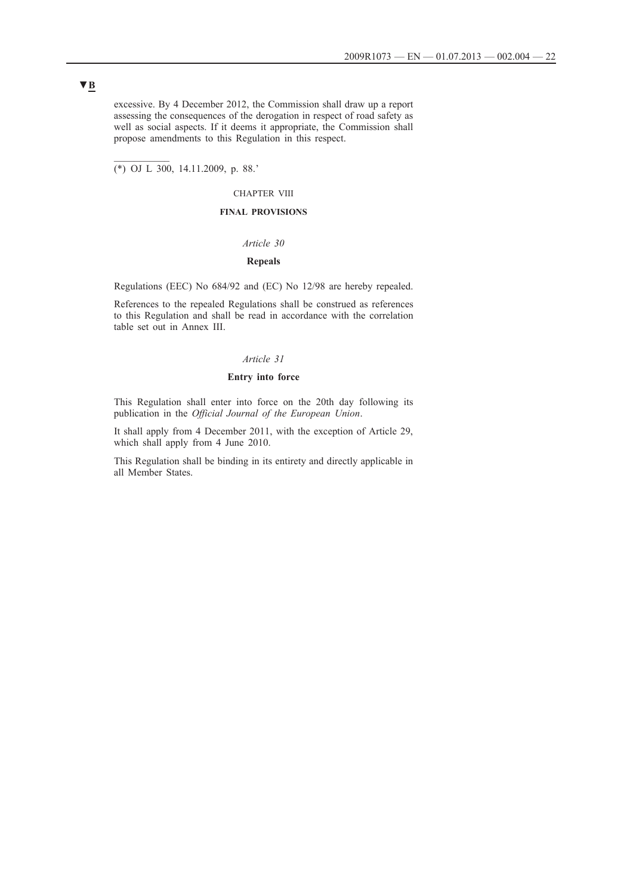▼B

excessive. By 4 December 2012, the Commission shall draw up a report assessing the consequences of the derogation in respect of road safety as well as social aspects. If it deems it appropriate, the Commission shall propose amendments to this Regulation in this respect.

(*) OJ L 300, 14.11.2009, p. 88.'

CHAPTER VIII

**FINAL PROVISIONS**

*Article 30*

**Repeals**

Regulations (EEC) No 684/92 and (EC) No 12/98 are hereby repealed.

References to the repealed Regulations shall be construed as references to this Regulation and shall be read in accordance with the correlation table set out in Annex III.

*Article 31*

**Entry into force**

This Regulation shall enter into force on the 20th day following its publication in the *Official Journal of the European Union*.

It shall apply from 4 December 2011, with the exception of Article 29, which shall apply from 4 June 2010.

This Regulation shall be binding in its entirety and directly applicable in all Member States.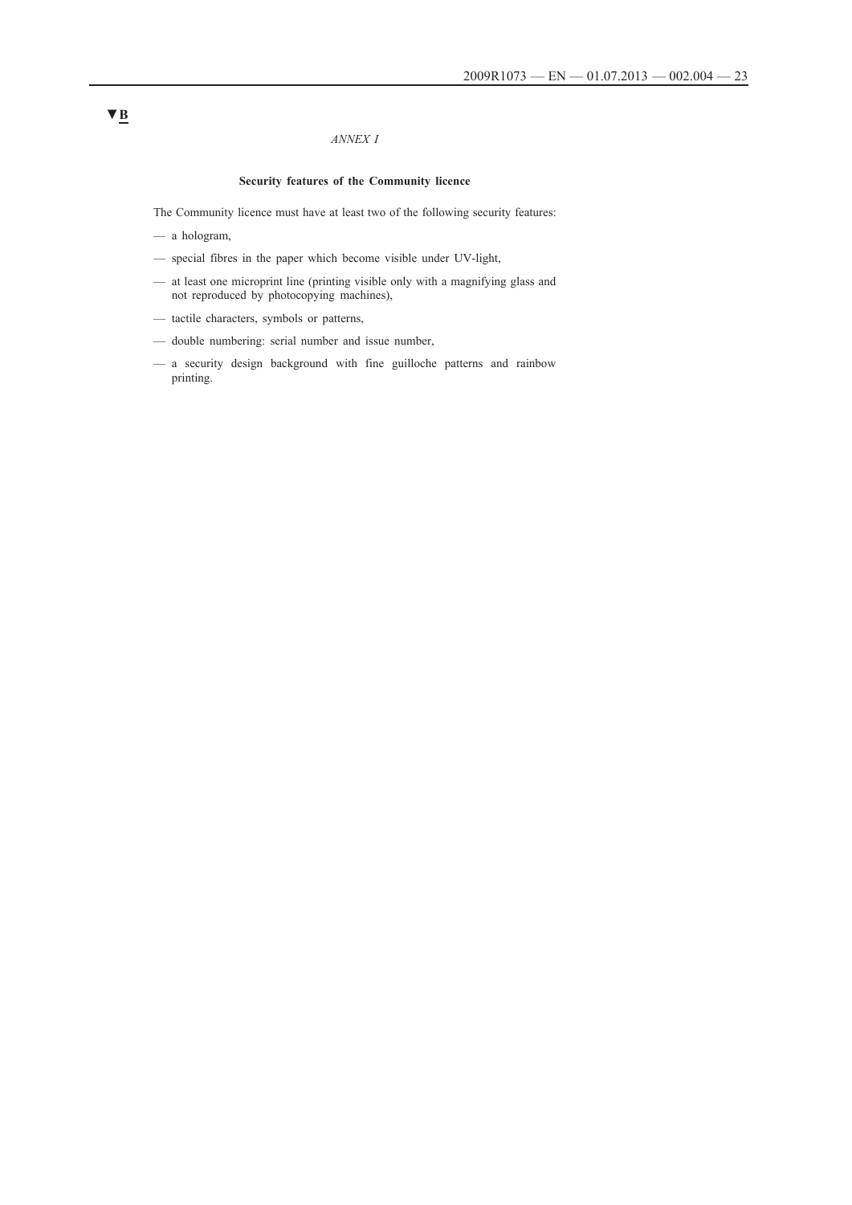▼B

*ANNEX I*

**Security features of the Community licence**

The Community licence must have at least two of the following security features:

— a hologram,

— special fibres in the paper which become visible under UV-light,

— at least one microprint line (printing visible only with a magnifying glass and not reproduced by photocopying machines),

— tactile characters, symbols or patterns,

— double numbering: serial number and issue number,

— a security design background with fine guilloche patterns and rainbow printing.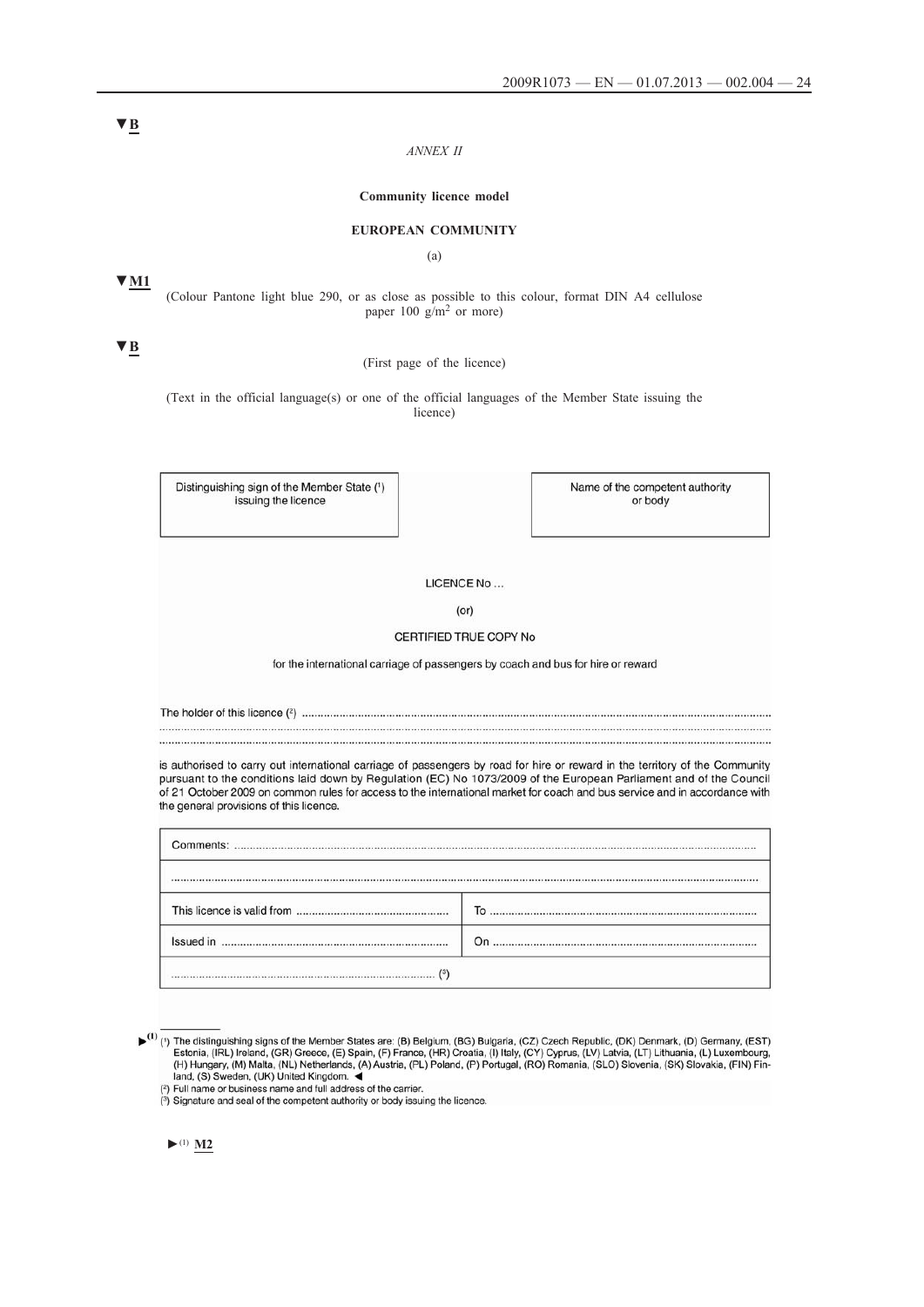▼B

*ANNEX II*

**Community licence model**

**EUROPEAN COMMUNITY**

(a)

▼M1

(Colour Pantone light blue 290, or as close as possible to this colour, format DIN A4 cellulose paper 100 g/m[2] or more)

▼B

(First page of the licence)

(Text in the official language(s) or one of the official languages of the Member State issuing the licence)

| Distinguishing sign of the Member State [1] issuing the licence | | Name of the competent authority or body |
|---|---|---|

LICENCE No ...

(or)

CERTIFIED TRUE COPY No

for the international carriage of passengers by coach and bus for hire or reward

The holder of this licence [2] ..........................................................................................................................................
..........................................................................................................................................
..........................................................................................................................................

is authorised to carry out international carriage of passengers by road for hire or reward in the territory of the Community pursuant to the conditions laid down by Regulation (EC) No 1073/2009 of the European Parliament and of the Council of 21 October 2009 on common rules for access to the international market for coach and bus service and in accordance with the general provisions of this licence.

| | |
|---|---|
| Comments: .......................................................................................................... | |
| .......................................................................................................... | |
| This licence is valid from ................................................ | To ................................................ |
| Issued in ................................................ | On ................................................ |
| ................................................ [3] | |

▶(1) [1] The distinguishing signs of the Member States are: (B) Belgium, (BG) Bulgaria, (CZ) Czech Republic, (DK) Denmark, (D) Germany, (EST) Estonia, (IRL) Ireland, (GR) Greece, (E) Spain, (F) France, (HR) Croatia, (I) Italy, (CY) Cyprus, (LV) Latvia, (LT) Lithuania, (L) Luxembourg, (H) Hungary, (M) Malta, (NL) Netherlands, (A) Austria, (PL) Poland, (P) Portugal, (RO) Romania, (SLO) Slovenia, (SK) Slovakia, (FIN) Finland, (S) Sweden, (UK) United Kingdom. ◀

[2] Full name or business name and full address of the carrier.

[3] Signature and seal of the competent authority or body issuing the licence.

▶(1) M2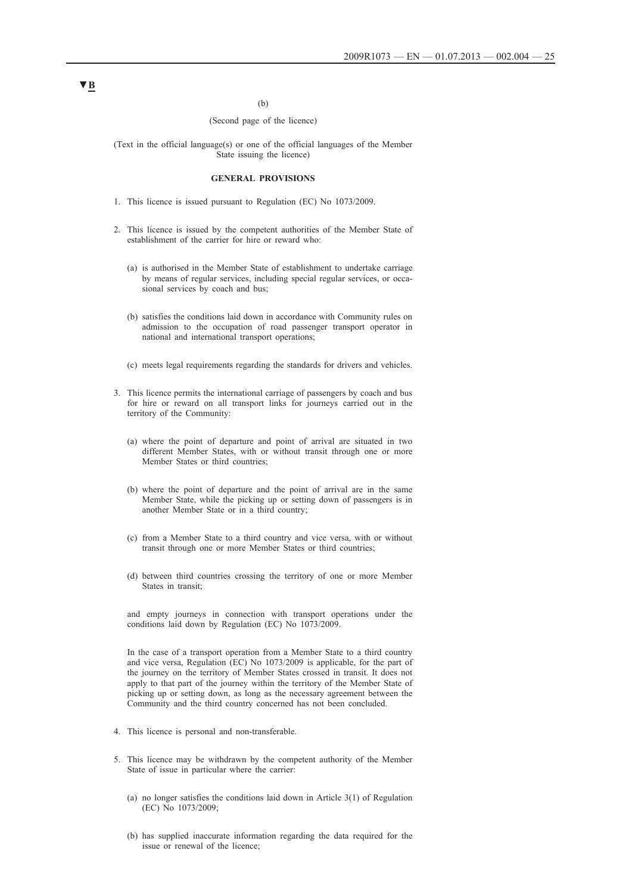▼B

(b)

(Second page of the licence)

(Text in the official language(s) or one of the official languages of the Member State issuing the licence)

**GENERAL PROVISIONS**

1. This licence is issued pursuant to Regulation (EC) No 1073/2009.

2. This licence is issued by the competent authorities of the Member State of establishment of the carrier for hire or reward who:

   (a) is authorised in the Member State of establishment to undertake carriage by means of regular services, including special regular services, or occasional services by coach and bus;

   (b) satisfies the conditions laid down in accordance with Community rules on admission to the occupation of road passenger transport operator in national and international transport operations;

   (c) meets legal requirements regarding the standards for drivers and vehicles.

3. This licence permits the international carriage of passengers by coach and bus for hire or reward on all transport links for journeys carried out in the territory of the Community:

   (a) where the point of departure and point of arrival are situated in two different Member States, with or without transit through one or more Member States or third countries;

   (b) where the point of departure and the point of arrival are in the same Member State, while the picking up or setting down of passengers is in another Member State or in a third country;

   (c) from a Member State to a third country and vice versa, with or without transit through one or more Member States or third countries;

   (d) between third countries crossing the territory of one or more Member States in transit;

   and empty journeys in connection with transport operations under the conditions laid down by Regulation (EC) No 1073/2009.

   In the case of a transport operation from a Member State to a third country and vice versa, Regulation (EC) No 1073/2009 is applicable, for the part of the journey on the territory of Member States crossed in transit. It does not apply to that part of the journey within the territory of the Member State of picking up or setting down, as long as the necessary agreement between the Community and the third country concerned has not been concluded.

4. This licence is personal and non-transferable.

5. This licence may be withdrawn by the competent authority of the Member State of issue in particular where the carrier:

   (a) no longer satisfies the conditions laid down in Article 3(1) of Regulation (EC) No 1073/2009;

   (b) has supplied inaccurate information regarding the data required for the issue or renewal of the licence;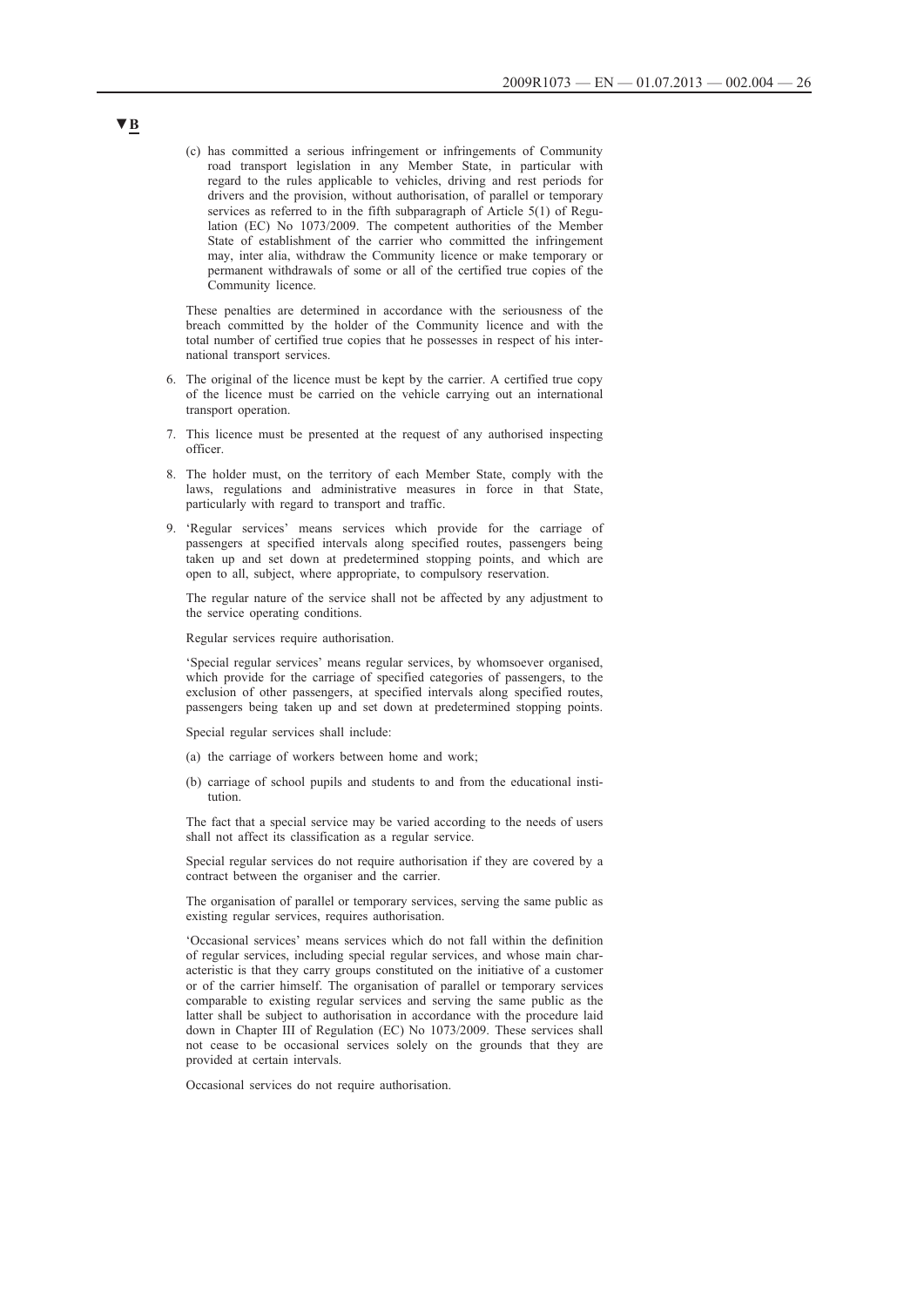▼B

(c) has committed a serious infringement or infringements of Community road transport legislation in any Member State, in particular with regard to the rules applicable to vehicles, driving and rest periods for drivers and the provision, without authorisation, of parallel or temporary services as referred to in the fifth subparagraph of Article 5(1) of Regulation (EC) No 1073/2009. The competent authorities of the Member State of establishment of the carrier who committed the infringement may, inter alia, withdraw the Community licence or make temporary or permanent withdrawals of some or all of the certified true copies of the Community licence.

These penalties are determined in accordance with the seriousness of the breach committed by the holder of the Community licence and with the total number of certified true copies that he possesses in respect of his international transport services.

6. The original of the licence must be kept by the carrier. A certified true copy of the licence must be carried on the vehicle carrying out an international transport operation.

7. This licence must be presented at the request of any authorised inspecting officer.

8. The holder must, on the territory of each Member State, comply with the laws, regulations and administrative measures in force in that State, particularly with regard to transport and traffic.

9. 'Regular services' means services which provide for the carriage of passengers at specified intervals along specified routes, passengers being taken up and set down at predetermined stopping points, and which are open to all, subject, where appropriate, to compulsory reservation.

The regular nature of the service shall not be affected by any adjustment to the service operating conditions.

Regular services require authorisation.

'Special regular services' means regular services, by whomsoever organised, which provide for the carriage of specified categories of passengers, to the exclusion of other passengers, at specified intervals along specified routes, passengers being taken up and set down at predetermined stopping points.

Special regular services shall include:

(a) the carriage of workers between home and work;

(b) carriage of school pupils and students to and from the educational institution.

The fact that a special service may be varied according to the needs of users shall not affect its classification as a regular service.

Special regular services do not require authorisation if they are covered by a contract between the organiser and the carrier.

The organisation of parallel or temporary services, serving the same public as existing regular services, requires authorisation.

'Occasional services' means services which do not fall within the definition of regular services, including special regular services, and whose main characteristic is that they carry groups constituted on the initiative of a customer or of the carrier himself. The organisation of parallel or temporary services comparable to existing regular services and serving the same public as the latter shall be subject to authorisation in accordance with the procedure laid down in Chapter III of Regulation (EC) No 1073/2009. These services shall not cease to be occasional services solely on the grounds that they are provided at certain intervals.

Occasional services do not require authorisation.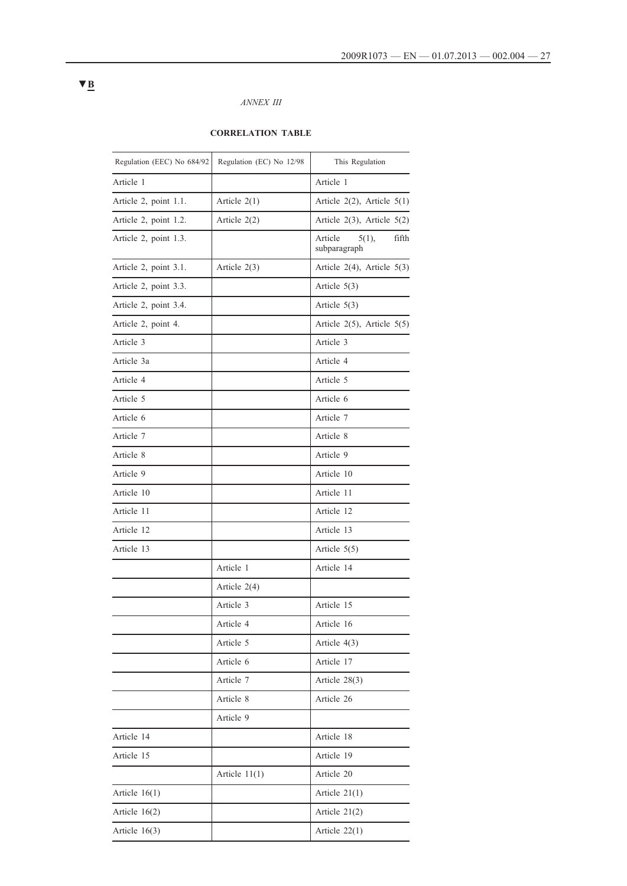▼B

*ANNEX III*

**CORRELATION TABLE**

| Regulation (EEC) No 684/92 | Regulation (EC) No 12/98 | This Regulation |
|---|---|---|
| Article 1 | | Article 1 |
| Article 2, point 1.1. | Article 2(1) | Article 2(2), Article 5(1) |
| Article 2, point 1.2. | Article 2(2) | Article 2(3), Article 5(2) |
| Article 2, point 1.3. | | Article 5(1), fifth subparagraph |
| Article 2, point 3.1. | Article 2(3) | Article 2(4), Article 5(3) |
| Article 2, point 3.3. | | Article 5(3) |
| Article 2, point 3.4. | | Article 5(3) |
| Article 2, point 4. | | Article 2(5), Article 5(5) |
| Article 3 | | Article 3 |
| Article 3a | | Article 4 |
| Article 4 | | Article 5 |
| Article 5 | | Article 6 |
| Article 6 | | Article 7 |
| Article 7 | | Article 8 |
| Article 8 | | Article 9 |
| Article 9 | | Article 10 |
| Article 10 | | Article 11 |
| Article 11 | | Article 12 |
| Article 12 | | Article 13 |
| Article 13 | | Article 5(5) |
| | Article 1 | Article 14 |
| | Article 2(4) | |
| | Article 3 | Article 15 |
| | Article 4 | Article 16 |
| | Article 5 | Article 4(3) |
| | Article 6 | Article 17 |
| | Article 7 | Article 28(3) |
| | Article 8 | Article 26 |
| | Article 9 | |
| Article 14 | | Article 18 |
| Article 15 | | Article 19 |
| | Article 11(1) | Article 20 |
| Article 16(1) | | Article 21(1) |
| Article 16(2) | | Article 21(2) |
| Article 16(3) | | Article 22(1) |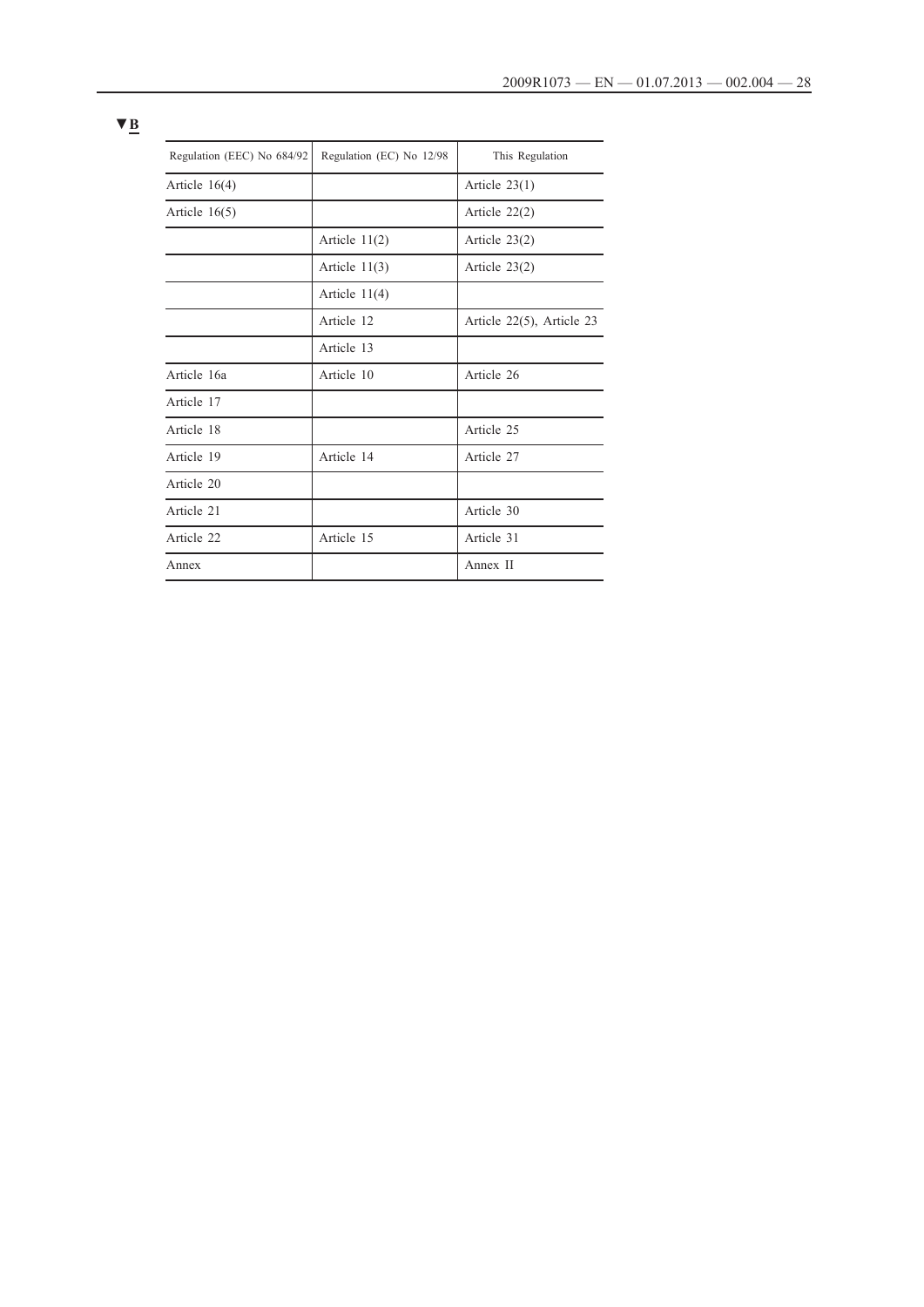▼B

| Regulation (EEC) No 684/92 | Regulation (EC) No 12/98 | This Regulation |
|---|---|---|
| Article 16(4) | | Article 23(1) |
| Article 16(5) | | Article 22(2) |
| | Article 11(2) | Article 23(2) |
| | Article 11(3) | Article 23(2) |
| | Article 11(4) | |
| | Article 12 | Article 22(5), Article 23 |
| | Article 13 | |
| Article 16a | Article 10 | Article 26 |
| Article 17 | | |
| Article 18 | | Article 25 |
| Article 19 | Article 14 | Article 27 |
| Article 20 | | |
| Article 21 | | Article 30 |
| Article 22 | Article 15 | Article 31 |
| Annex | | Annex II |